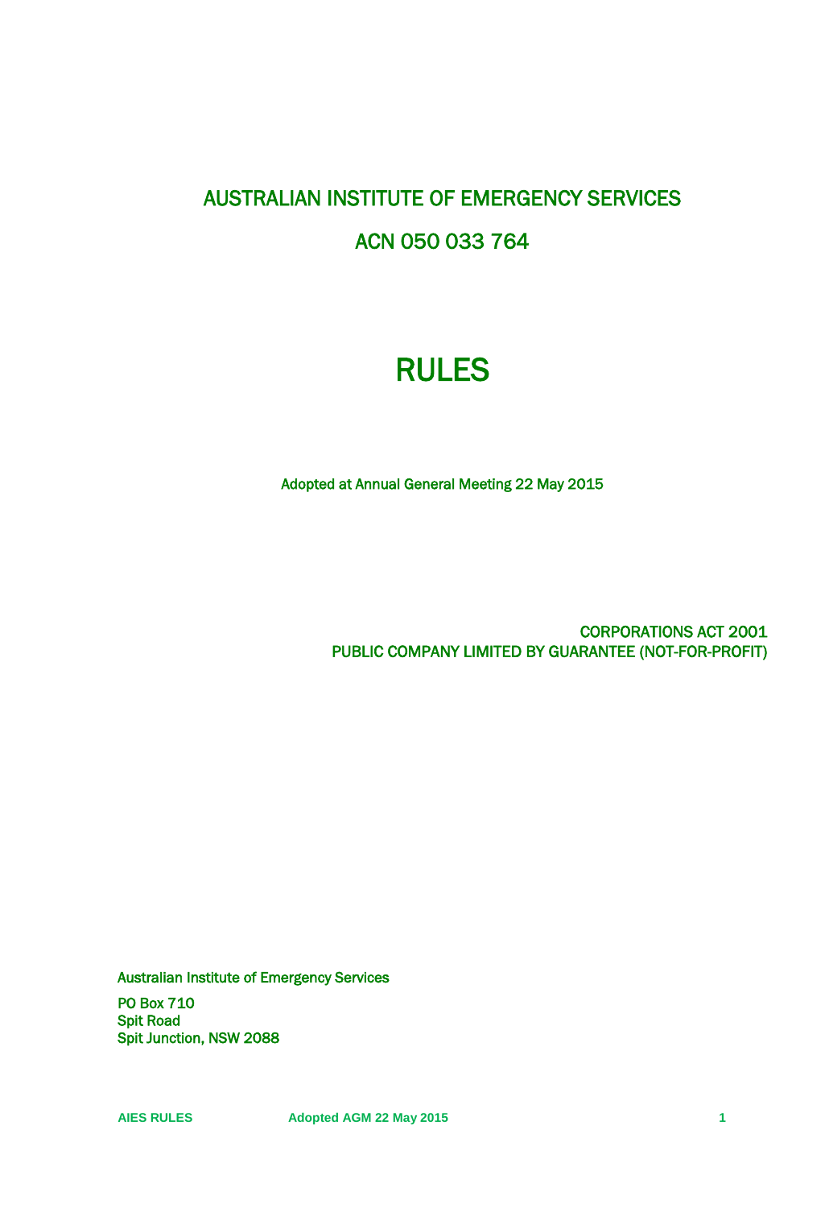# AUSTRALIAN INSTITUTE OF EMERGENCY SERVICES

## ACN 050 033 764

# RULES

Adopted at Annual General Meeting 22 May 2015

CORPORATIONS ACT 2001
PUBLIC COMPANY LIMITED BY GUARANTEE (NOT-FOR-PROFIT)

Australian Institute of Emergency Services

PO Box 710
Spit Road
Spit Junction, NSW 2088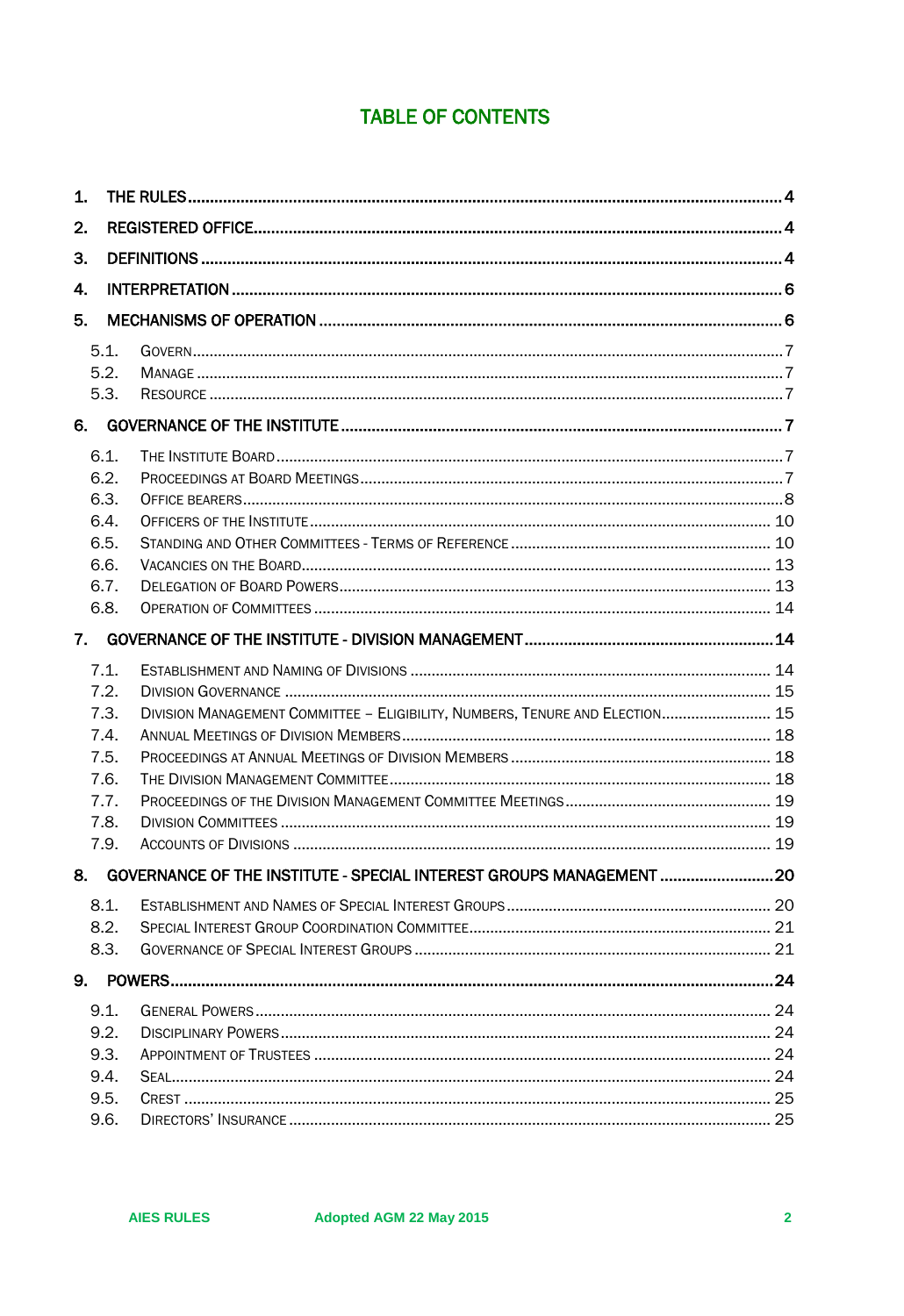# TABLE OF CONTENTS

1. THE RULES ..... 4
2. REGISTERED OFFICE ..... 4
3. DEFINITIONS ..... 4
4. INTERPRETATION ..... 6
5. MECHANISMS OF OPERATION ..... 6
   - 5.1. GOVERN ..... 7
   - 5.2. MANAGE ..... 7
   - 5.3. RESOURCE ..... 7
6. GOVERNANCE OF THE INSTITUTE ..... 7
   - 6.1. THE INSTITUTE BOARD ..... 7
   - 6.2. PROCEEDINGS AT BOARD MEETINGS ..... 7
   - 6.3. OFFICE BEARERS ..... 8
   - 6.4. OFFICERS OF THE INSTITUTE ..... 10
   - 6.5. STANDING AND OTHER COMMITTEES - TERMS OF REFERENCE ..... 10
   - 6.6. VACANCIES ON THE BOARD ..... 13
   - 6.7. DELEGATION OF BOARD POWERS ..... 13
   - 6.8. OPERATION OF COMMITTEES ..... 14
7. GOVERNANCE OF THE INSTITUTE - DIVISION MANAGEMENT ..... 14
   - 7.1. ESTABLISHMENT AND NAMING OF DIVISIONS ..... 14
   - 7.2. DIVISION GOVERNANCE ..... 15
   - 7.3. DIVISION MANAGEMENT COMMITTEE – ELIGIBILITY, NUMBERS, TENURE AND ELECTION ..... 15
   - 7.4. ANNUAL MEETINGS OF DIVISION MEMBERS ..... 18
   - 7.5. PROCEEDINGS AT ANNUAL MEETINGS OF DIVISION MEMBERS ..... 18
   - 7.6. THE DIVISION MANAGEMENT COMMITTEE ..... 18
   - 7.7. PROCEEDINGS OF THE DIVISION MANAGEMENT COMMITTEE MEETINGS ..... 19
   - 7.8. DIVISION COMMITTEES ..... 19
   - 7.9. ACCOUNTS OF DIVISIONS ..... 19
8. GOVERNANCE OF THE INSTITUTE - SPECIAL INTEREST GROUPS MANAGEMENT ..... 20
   - 8.1. ESTABLISHMENT AND NAMES OF SPECIAL INTEREST GROUPS ..... 20
   - 8.2. SPECIAL INTEREST GROUP COORDINATION COMMITTEE ..... 21
   - 8.3. GOVERNANCE OF SPECIAL INTEREST GROUPS ..... 21
9. POWERS ..... 24
   - 9.1. GENERAL POWERS ..... 24
   - 9.2. DISCIPLINARY POWERS ..... 24
   - 9.3. APPOINTMENT OF TRUSTEES ..... 24
   - 9.4. SEAL ..... 24
   - 9.5. CREST ..... 25
   - 9.6. DIRECTORS' INSURANCE ..... 25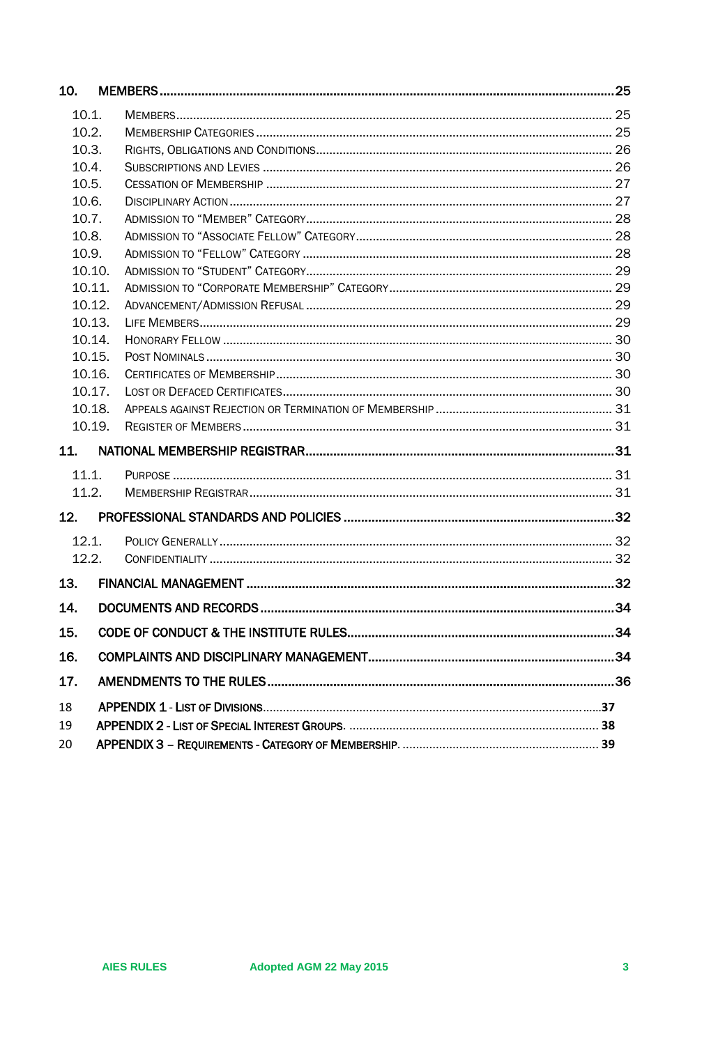**10. MEMBERS** .......... 25

- 10.1. MEMBERS .......... 25
- 10.2. MEMBERSHIP CATEGORIES .......... 25
- 10.3. RIGHTS, OBLIGATIONS AND CONDITIONS .......... 26
- 10.4. SUBSCRIPTIONS AND LEVIES .......... 26
- 10.5. CESSATION OF MEMBERSHIP .......... 27
- 10.6. DISCIPLINARY ACTION .......... 27
- 10.7. ADMISSION TO "MEMBER" CATEGORY .......... 28
- 10.8. ADMISSION TO "ASSOCIATE FELLOW" CATEGORY .......... 28
- 10.9. ADMISSION TO "FELLOW" CATEGORY .......... 28
- 10.10. ADMISSION TO "STUDENT" CATEGORY .......... 29
- 10.11. ADMISSION TO "CORPORATE MEMBERSHIP" CATEGORY .......... 29
- 10.12. ADVANCEMENT/ADMISSION REFUSAL .......... 29
- 10.13. LIFE MEMBERS .......... 29
- 10.14. HONORARY FELLOW .......... 30
- 10.15. POST NOMINALS .......... 30
- 10.16. CERTIFICATES OF MEMBERSHIP .......... 30
- 10.17. LOST OR DEFACED CERTIFICATES .......... 30
- 10.18. APPEALS AGAINST REJECTION OR TERMINATION OF MEMBERSHIP .......... 31
- 10.19. REGISTER OF MEMBERS .......... 31

**11. NATIONAL MEMBERSHIP REGISTRAR** .......... 31

- 11.1. PURPOSE .......... 31
- 11.2. MEMBERSHIP REGISTRAR .......... 31

**12. PROFESSIONAL STANDARDS AND POLICIES** .......... 32

- 12.1. POLICY GENERALLY .......... 32
- 12.2. CONFIDENTIALITY .......... 32

**13. FINANCIAL MANAGEMENT** .......... 32

**14. DOCUMENTS AND RECORDS** .......... 34

**15. CODE OF CONDUCT & THE INSTITUTE RULES** .......... 34

**16. COMPLAINTS AND DISCIPLINARY MANAGEMENT** .......... 34

**17. AMENDMENTS TO THE RULES** .......... 36

18 **APPENDIX 1 - LIST OF DIVISIONS** .......... 37

19 **APPENDIX 2 - LIST OF SPECIAL INTEREST GROUPS.** .......... 38

20 **APPENDIX 3 – REQUIREMENTS - CATEGORY OF MEMBERSHIP.** .......... 39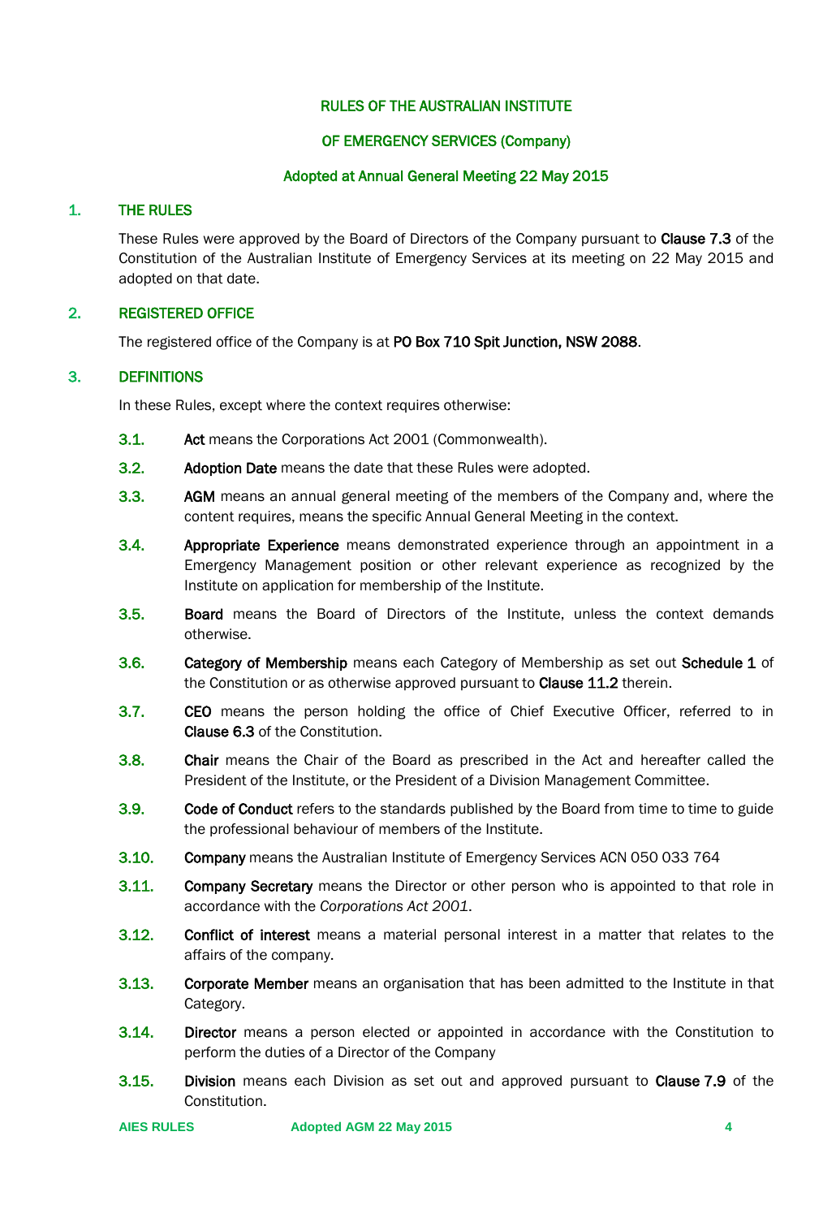RULES OF THE AUSTRALIAN INSTITUTE

OF EMERGENCY SERVICES (Company)

Adopted at Annual General Meeting 22 May 2015

## 1. THE RULES

These Rules were approved by the Board of Directors of the Company pursuant to **Clause 7.3** of the Constitution of the Australian Institute of Emergency Services at its meeting on 22 May 2015 and adopted on that date.

## 2. REGISTERED OFFICE

The registered office of the Company is at **PO Box 710 Spit Junction, NSW 2088**.

## 3. DEFINITIONS

In these Rules, except where the context requires otherwise:

**3.1.** **Act** means the Corporations Act 2001 (Commonwealth).

**3.2.** **Adoption Date** means the date that these Rules were adopted.

**3.3.** **AGM** means an annual general meeting of the members of the Company and, where the content requires, means the specific Annual General Meeting in the context.

**3.4.** **Appropriate Experience** means demonstrated experience through an appointment in a Emergency Management position or other relevant experience as recognized by the Institute on application for membership of the Institute.

**3.5.** **Board** means the Board of Directors of the Institute, unless the context demands otherwise.

**3.6.** **Category of Membership** means each Category of Membership as set out **Schedule 1** of the Constitution or as otherwise approved pursuant to **Clause 11.2** therein.

**3.7.** **CEO** means the person holding the office of Chief Executive Officer, referred to in **Clause 6.3** of the Constitution.

**3.8.** **Chair** means the Chair of the Board as prescribed in the Act and hereafter called the President of the Institute, or the President of a Division Management Committee.

**3.9.** **Code of Conduct** refers to the standards published by the Board from time to time to guide the professional behaviour of members of the Institute.

**3.10.** **Company** means the Australian Institute of Emergency Services ACN 050 033 764

**3.11.** **Company Secretary** means the Director or other person who is appointed to that role in accordance with the *Corporations Act 2001*.

**3.12.** **Conflict of interest** means a material personal interest in a matter that relates to the affairs of the company.

**3.13.** **Corporate Member** means an organisation that has been admitted to the Institute in that Category.

**3.14.** **Director** means a person elected or appointed in accordance with the Constitution to perform the duties of a Director of the Company

**3.15.** **Division** means each Division as set out and approved pursuant to **Clause 7.9** of the Constitution.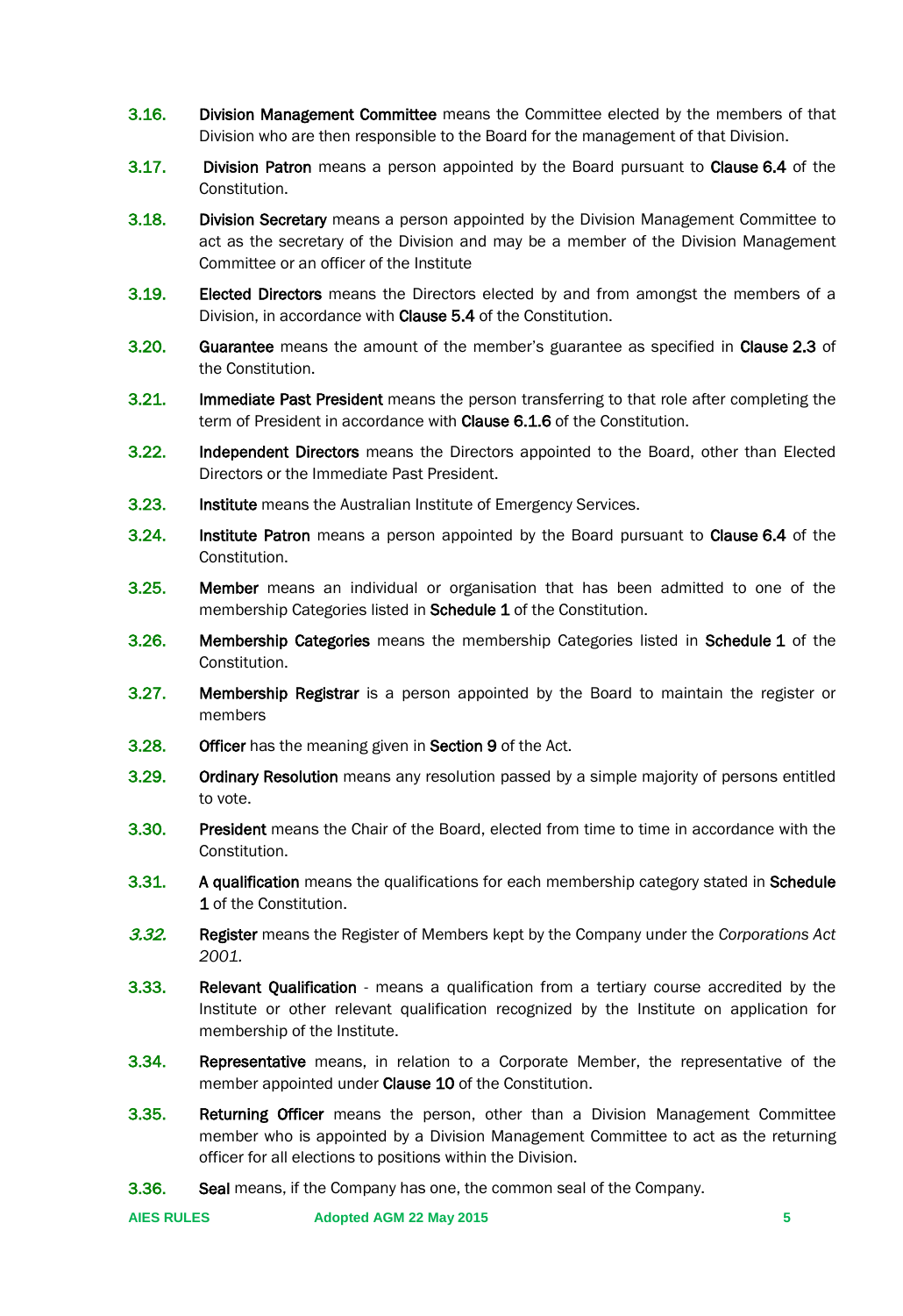**3.16.** **Division Management Committee** means the Committee elected by the members of that Division who are then responsible to the Board for the management of that Division.

**3.17.** **Division Patron** means a person appointed by the Board pursuant to **Clause 6.4** of the Constitution.

**3.18.** **Division Secretary** means a person appointed by the Division Management Committee to act as the secretary of the Division and may be a member of the Division Management Committee or an officer of the Institute

**3.19.** **Elected Directors** means the Directors elected by and from amongst the members of a Division, in accordance with **Clause 5.4** of the Constitution.

**3.20.** **Guarantee** means the amount of the member's guarantee as specified in **Clause 2.3** of the Constitution.

**3.21.** **Immediate Past President** means the person transferring to that role after completing the term of President in accordance with **Clause 6.1.6** of the Constitution.

**3.22.** **Independent Directors** means the Directors appointed to the Board, other than Elected Directors or the Immediate Past President.

**3.23.** **Institute** means the Australian Institute of Emergency Services.

**3.24.** **Institute Patron** means a person appointed by the Board pursuant to **Clause 6.4** of the Constitution.

**3.25.** **Member** means an individual or organisation that has been admitted to one of the membership Categories listed in **Schedule 1** of the Constitution.

**3.26.** **Membership Categories** means the membership Categories listed in **Schedule 1** of the Constitution.

**3.27.** **Membership Registrar** is a person appointed by the Board to maintain the register or members

**3.28.** **Officer** has the meaning given in **Section 9** of the Act.

**3.29.** **Ordinary Resolution** means any resolution passed by a simple majority of persons entitled to vote.

**3.30.** **President** means the Chair of the Board, elected from time to time in accordance with the Constitution.

**3.31.** **A qualification** means the qualifications for each membership category stated in **Schedule 1** of the Constitution.

***3.32.*** **Register** means the Register of Members kept by the Company under the *Corporations Act 2001.*

**3.33.** **Relevant Qualification** - means a qualification from a tertiary course accredited by the Institute or other relevant qualification recognized by the Institute on application for membership of the Institute.

**3.34.** **Representative** means, in relation to a Corporate Member, the representative of the member appointed under **Clause 10** of the Constitution.

**3.35.** **Returning Officer** means the person, other than a Division Management Committee member who is appointed by a Division Management Committee to act as the returning officer for all elections to positions within the Division.

**3.36.** **Seal** means, if the Company has one, the common seal of the Company.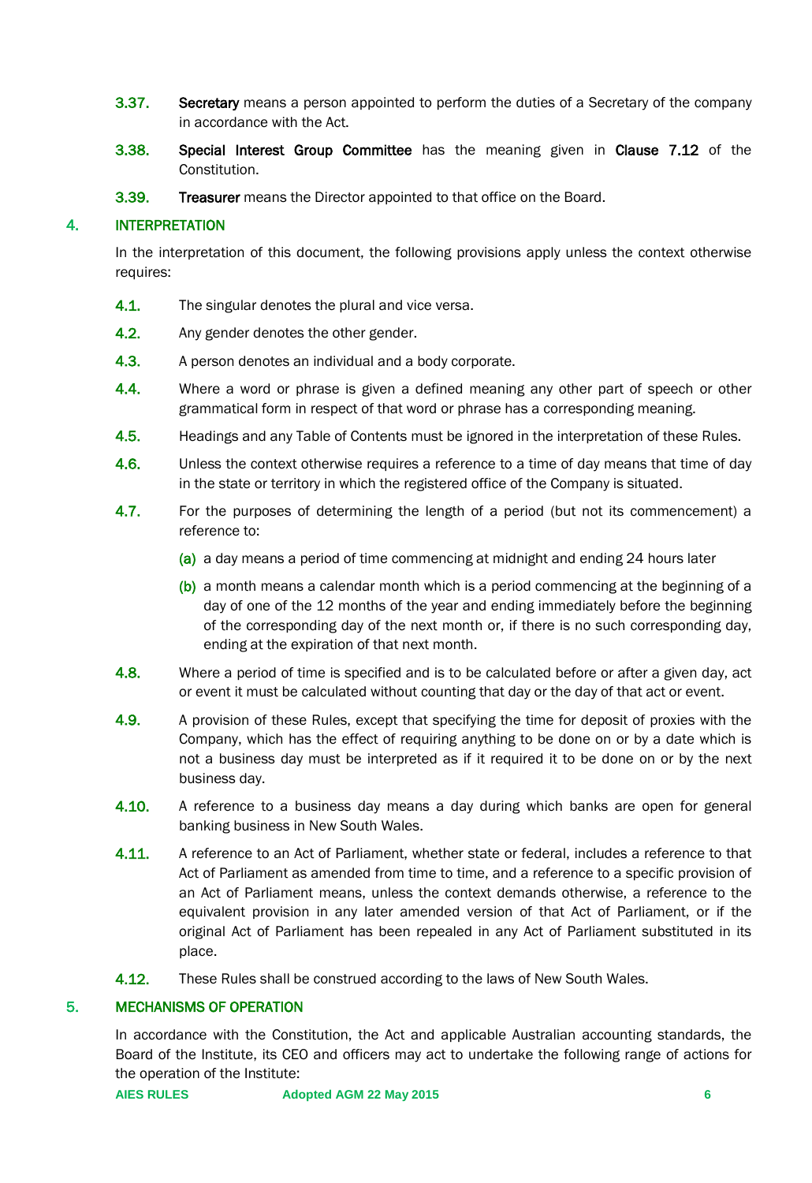**3.37.** **Secretary** means a person appointed to perform the duties of a Secretary of the company in accordance with the Act.

**3.38.** **Special Interest Group Committee** has the meaning given in **Clause 7.12** of the Constitution.

**3.39.** **Treasurer** means the Director appointed to that office on the Board.

## 4. INTERPRETATION

In the interpretation of this document, the following provisions apply unless the context otherwise requires:

**4.1.** The singular denotes the plural and vice versa.

**4.2.** Any gender denotes the other gender.

**4.3.** A person denotes an individual and a body corporate.

**4.4.** Where a word or phrase is given a defined meaning any other part of speech or other grammatical form in respect of that word or phrase has a corresponding meaning.

**4.5.** Headings and any Table of Contents must be ignored in the interpretation of these Rules.

**4.6.** Unless the context otherwise requires a reference to a time of day means that time of day in the state or territory in which the registered office of the Company is situated.

**4.7.** For the purposes of determining the length of a period (but not its commencement) a reference to:

(a) a day means a period of time commencing at midnight and ending 24 hours later

(b) a month means a calendar month which is a period commencing at the beginning of a day of one of the 12 months of the year and ending immediately before the beginning of the corresponding day of the next month or, if there is no such corresponding day, ending at the expiration of that next month.

**4.8.** Where a period of time is specified and is to be calculated before or after a given day, act or event it must be calculated without counting that day or the day of that act or event.

**4.9.** A provision of these Rules, except that specifying the time for deposit of proxies with the Company, which has the effect of requiring anything to be done on or by a date which is not a business day must be interpreted as if it required it to be done on or by the next business day.

**4.10.** A reference to a business day means a day during which banks are open for general banking business in New South Wales.

**4.11.** A reference to an Act of Parliament, whether state or federal, includes a reference to that Act of Parliament as amended from time to time, and a reference to a specific provision of an Act of Parliament means, unless the context demands otherwise, a reference to the equivalent provision in any later amended version of that Act of Parliament, or if the original Act of Parliament has been repealed in any Act of Parliament substituted in its place.

**4.12.** These Rules shall be construed according to the laws of New South Wales.

## 5. MECHANISMS OF OPERATION

In accordance with the Constitution, the Act and applicable Australian accounting standards, the Board of the Institute, its CEO and officers may act to undertake the following range of actions for the operation of the Institute: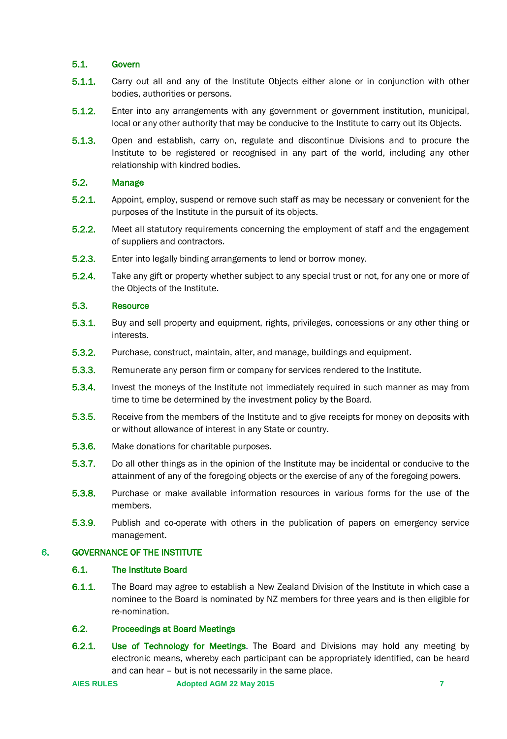### 5.1. Govern

**5.1.1.** Carry out all and any of the Institute Objects either alone or in conjunction with other bodies, authorities or persons.

**5.1.2.** Enter into any arrangements with any government or government institution, municipal, local or any other authority that may be conducive to the Institute to carry out its Objects.

**5.1.3.** Open and establish, carry on, regulate and discontinue Divisions and to procure the Institute to be registered or recognised in any part of the world, including any other relationship with kindred bodies.

### 5.2. Manage

**5.2.1.** Appoint, employ, suspend or remove such staff as may be necessary or convenient for the purposes of the Institute in the pursuit of its objects.

**5.2.2.** Meet all statutory requirements concerning the employment of staff and the engagement of suppliers and contractors.

**5.2.3.** Enter into legally binding arrangements to lend or borrow money.

**5.2.4.** Take any gift or property whether subject to any special trust or not, for any one or more of the Objects of the Institute.

### 5.3. Resource

**5.3.1.** Buy and sell property and equipment, rights, privileges, concessions or any other thing or interests.

**5.3.2.** Purchase, construct, maintain, alter, and manage, buildings and equipment.

**5.3.3.** Remunerate any person firm or company for services rendered to the Institute.

**5.3.4.** Invest the moneys of the Institute not immediately required in such manner as may from time to time be determined by the investment policy by the Board.

**5.3.5.** Receive from the members of the Institute and to give receipts for money on deposits with or without allowance of interest in any State or country.

**5.3.6.** Make donations for charitable purposes.

**5.3.7.** Do all other things as in the opinion of the Institute may be incidental or conducive to the attainment of any of the foregoing objects or the exercise of any of the foregoing powers.

**5.3.8.** Purchase or make available information resources in various forms for the use of the members.

**5.3.9.** Publish and co-operate with others in the publication of papers on emergency service management.

## 6. GOVERNANCE OF THE INSTITUTE

### 6.1. The Institute Board

**6.1.1.** The Board may agree to establish a New Zealand Division of the Institute in which case a nominee to the Board is nominated by NZ members for three years and is then eligible for re-nomination.

### 6.2. Proceedings at Board Meetings

**6.2.1.** Use of Technology for Meetings. The Board and Divisions may hold any meeting by electronic means, whereby each participant can be appropriately identified, can be heard and can hear – but is not necessarily in the same place.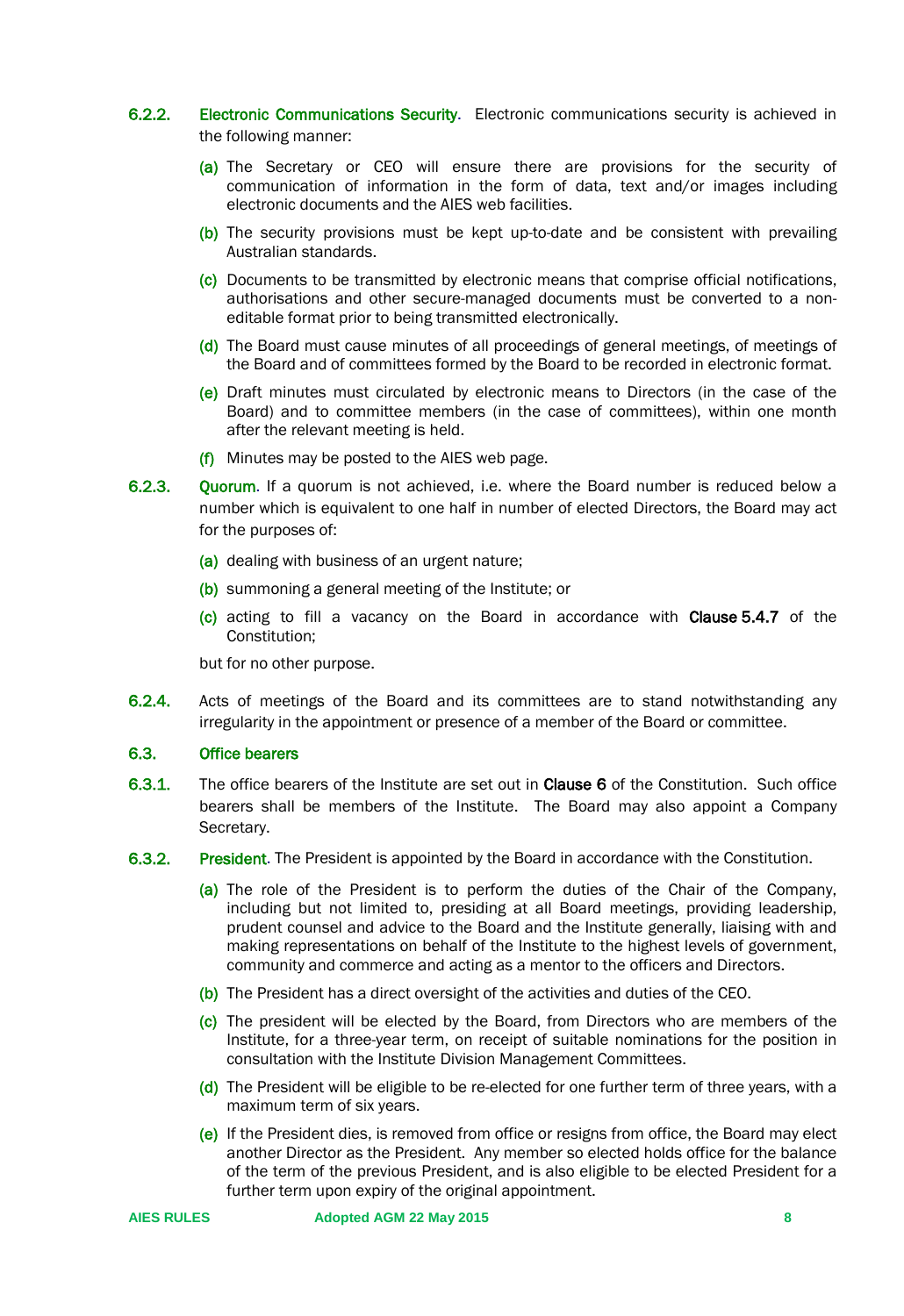**6.2.2. Electronic Communications Security**. Electronic communications security is achieved in the following manner:

(a) The Secretary or CEO will ensure there are provisions for the security of communication of information in the form of data, text and/or images including electronic documents and the AIES web facilities.

(b) The security provisions must be kept up-to-date and be consistent with prevailing Australian standards.

(c) Documents to be transmitted by electronic means that comprise official notifications, authorisations and other secure-managed documents must be converted to a non-editable format prior to being transmitted electronically.

(d) The Board must cause minutes of all proceedings of general meetings, of meetings of the Board and of committees formed by the Board to be recorded in electronic format.

(e) Draft minutes must circulated by electronic means to Directors (in the case of the Board) and to committee members (in the case of committees), within one month after the relevant meeting is held.

(f) Minutes may be posted to the AIES web page.

**6.2.3. Quorum**. If a quorum is not achieved, i.e. where the Board number is reduced below a number which is equivalent to one half in number of elected Directors, the Board may act for the purposes of:

(a) dealing with business of an urgent nature;

(b) summoning a general meeting of the Institute; or

(c) acting to fill a vacancy on the Board in accordance with **Clause 5.4.7** of the Constitution;

but for no other purpose.

**6.2.4.** Acts of meetings of the Board and its committees are to stand notwithstanding any irregularity in the appointment or presence of a member of the Board or committee.

### 6.3. Office bearers

**6.3.1.** The office bearers of the Institute are set out in **Clause 6** of the Constitution. Such office bearers shall be members of the Institute. The Board may also appoint a Company Secretary.

**6.3.2. President**. The President is appointed by the Board in accordance with the Constitution.

(a) The role of the President is to perform the duties of the Chair of the Company, including but not limited to, presiding at all Board meetings, providing leadership, prudent counsel and advice to the Board and the Institute generally, liaising with and making representations on behalf of the Institute to the highest levels of government, community and commerce and acting as a mentor to the officers and Directors.

(b) The President has a direct oversight of the activities and duties of the CEO.

(c) The president will be elected by the Board, from Directors who are members of the Institute, for a three-year term, on receipt of suitable nominations for the position in consultation with the Institute Division Management Committees.

(d) The President will be eligible to be re-elected for one further term of three years, with a maximum term of six years.

(e) If the President dies, is removed from office or resigns from office, the Board may elect another Director as the President. Any member so elected holds office for the balance of the term of the previous President, and is also eligible to be elected President for a further term upon expiry of the original appointment.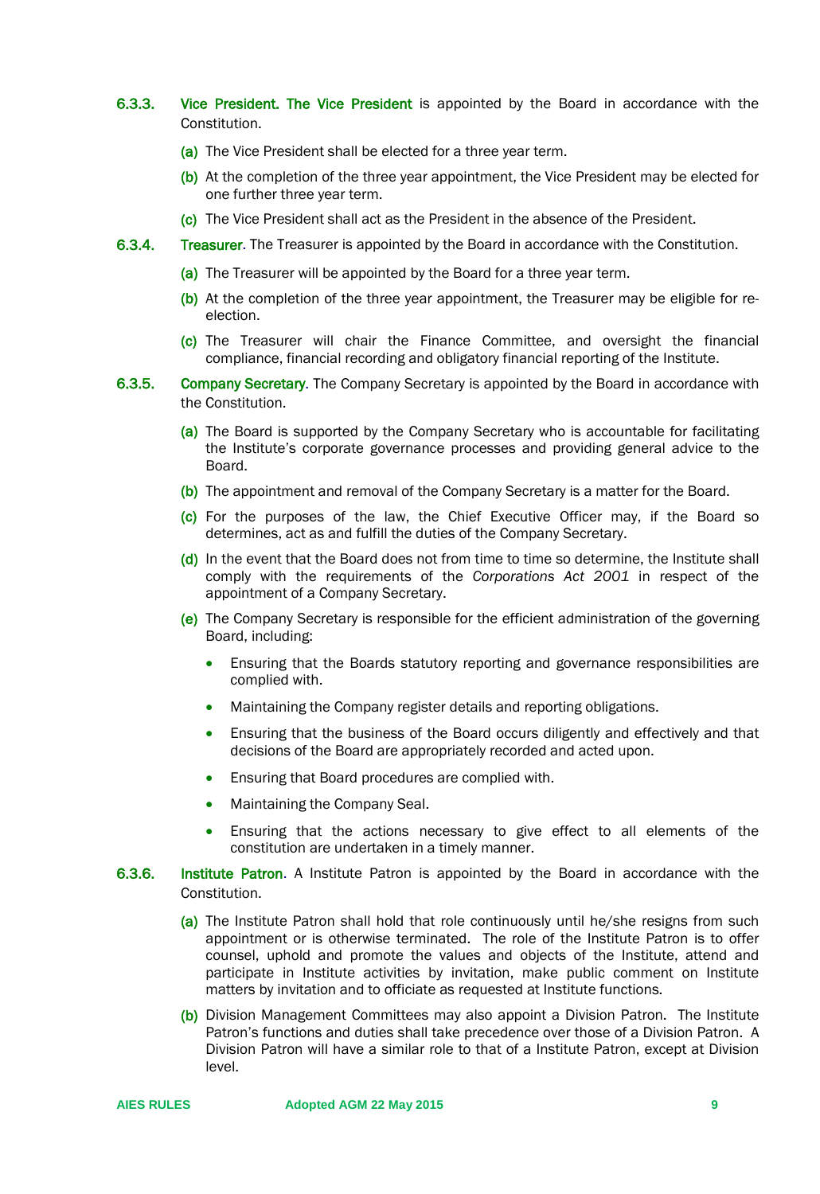**6.3.3. Vice President. The Vice President** is appointed by the Board in accordance with the Constitution.

(a) The Vice President shall be elected for a three year term.

(b) At the completion of the three year appointment, the Vice President may be elected for one further three year term.

(c) The Vice President shall act as the President in the absence of the President.

**6.3.4. Treasurer**. The Treasurer is appointed by the Board in accordance with the Constitution.

(a) The Treasurer will be appointed by the Board for a three year term.

(b) At the completion of the three year appointment, the Treasurer may be eligible for re-election.

(c) The Treasurer will chair the Finance Committee, and oversight the financial compliance, financial recording and obligatory financial reporting of the Institute.

**6.3.5. Company Secretary**. The Company Secretary is appointed by the Board in accordance with the Constitution.

(a) The Board is supported by the Company Secretary who is accountable for facilitating the Institute's corporate governance processes and providing general advice to the Board.

(b) The appointment and removal of the Company Secretary is a matter for the Board.

(c) For the purposes of the law, the Chief Executive Officer may, if the Board so determines, act as and fulfill the duties of the Company Secretary.

(d) In the event that the Board does not from time to time so determine, the Institute shall comply with the requirements of the *Corporations Act 2001* in respect of the appointment of a Company Secretary.

(e) The Company Secretary is responsible for the efficient administration of the governing Board, including:

- Ensuring that the Boards statutory reporting and governance responsibilities are complied with.
- Maintaining the Company register details and reporting obligations.
- Ensuring that the business of the Board occurs diligently and effectively and that decisions of the Board are appropriately recorded and acted upon.
- Ensuring that Board procedures are complied with.
- Maintaining the Company Seal.
- Ensuring that the actions necessary to give effect to all elements of the constitution are undertaken in a timely manner.

**6.3.6. Institute Patron**. A Institute Patron is appointed by the Board in accordance with the Constitution.

(a) The Institute Patron shall hold that role continuously until he/she resigns from such appointment or is otherwise terminated. The role of the Institute Patron is to offer counsel, uphold and promote the values and objects of the Institute, attend and participate in Institute activities by invitation, make public comment on Institute matters by invitation and to officiate as requested at Institute functions.

(b) Division Management Committees may also appoint a Division Patron. The Institute Patron's functions and duties shall take precedence over those of a Division Patron. A Division Patron will have a similar role to that of a Institute Patron, except at Division level.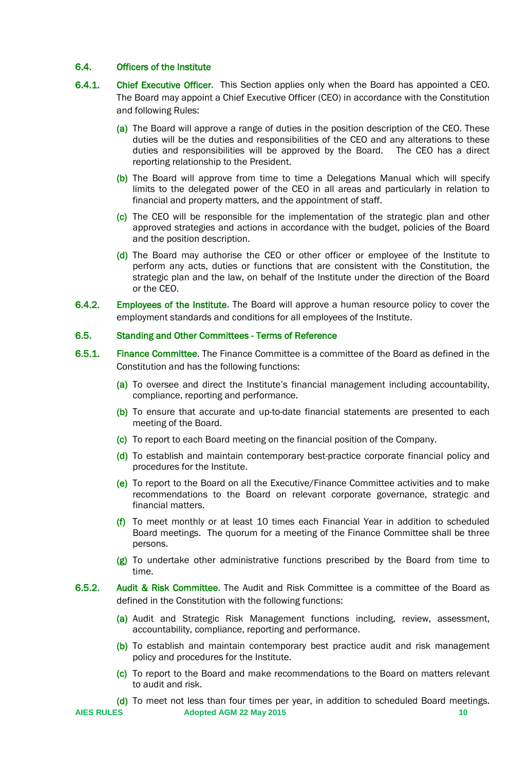### 6.4. Officers of the Institute

**6.4.1. Chief Executive Officer**. This Section applies only when the Board has appointed a CEO. The Board may appoint a Chief Executive Officer (CEO) in accordance with the Constitution and following Rules:

(a) The Board will approve a range of duties in the position description of the CEO. These duties will be the duties and responsibilities of the CEO and any alterations to these duties and responsibilities will be approved by the Board. The CEO has a direct reporting relationship to the President.

(b) The Board will approve from time to time a Delegations Manual which will specify limits to the delegated power of the CEO in all areas and particularly in relation to financial and property matters, and the appointment of staff.

(c) The CEO will be responsible for the implementation of the strategic plan and other approved strategies and actions in accordance with the budget, policies of the Board and the position description.

(d) The Board may authorise the CEO or other officer or employee of the Institute to perform any acts, duties or functions that are consistent with the Constitution, the strategic plan and the law, on behalf of the Institute under the direction of the Board or the CEO.

**6.4.2. Employees of the Institute**. The Board will approve a human resource policy to cover the employment standards and conditions for all employees of the Institute.

### 6.5. Standing and Other Committees - Terms of Reference

**6.5.1. Finance Committee**. The Finance Committee is a committee of the Board as defined in the Constitution and has the following functions:

(a) To oversee and direct the Institute's financial management including accountability, compliance, reporting and performance.

(b) To ensure that accurate and up-to-date financial statements are presented to each meeting of the Board.

(c) To report to each Board meeting on the financial position of the Company.

(d) To establish and maintain contemporary best-practice corporate financial policy and procedures for the Institute.

(e) To report to the Board on all the Executive/Finance Committee activities and to make recommendations to the Board on relevant corporate governance, strategic and financial matters.

(f) To meet monthly or at least 10 times each Financial Year in addition to scheduled Board meetings. The quorum for a meeting of the Finance Committee shall be three persons.

(g) To undertake other administrative functions prescribed by the Board from time to time.

**6.5.2. Audit & Risk Committee**. The Audit and Risk Committee is a committee of the Board as defined in the Constitution with the following functions:

(a) Audit and Strategic Risk Management functions including, review, assessment, accountability, compliance, reporting and performance.

(b) To establish and maintain contemporary best practice audit and risk management policy and procedures for the Institute.

(c) To report to the Board and make recommendations to the Board on matters relevant to audit and risk.

(d) To meet not less than four times per year, in addition to scheduled Board meetings.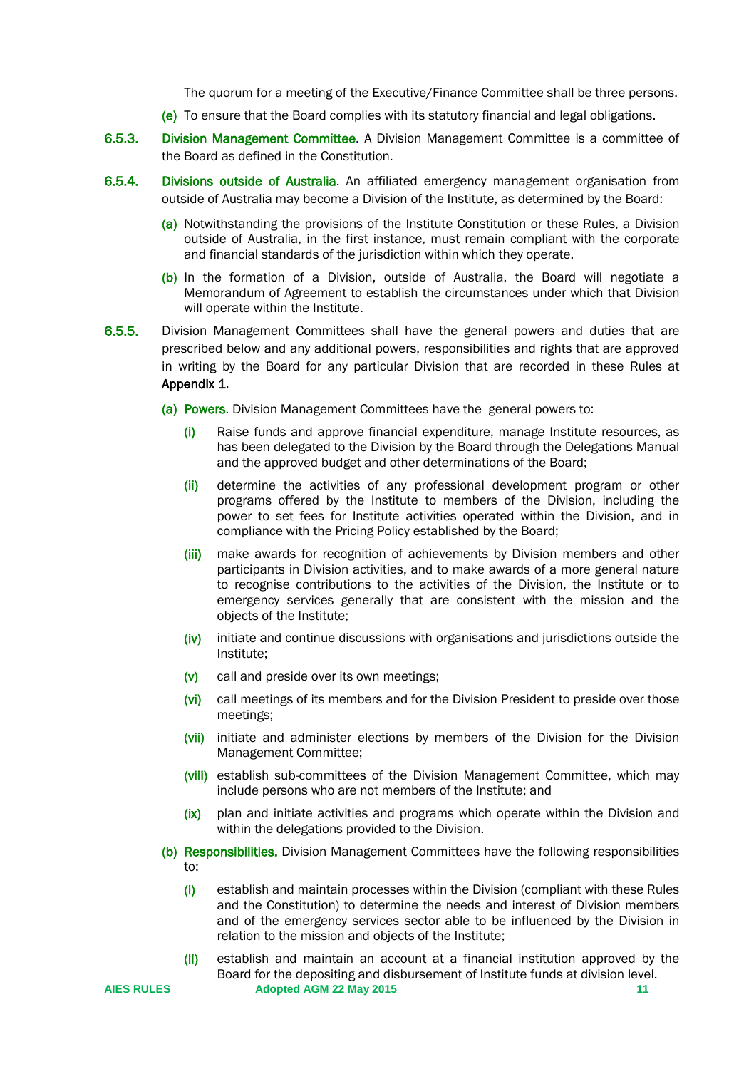The quorum for a meeting of the Executive/Finance Committee shall be three persons.

(e) To ensure that the Board complies with its statutory financial and legal obligations.

**6.5.3.** **Division Management Committee**. A Division Management Committee is a committee of the Board as defined in the Constitution.

**6.5.4.** **Divisions outside of Australia**. An affiliated emergency management organisation from outside of Australia may become a Division of the Institute, as determined by the Board:

(a) Notwithstanding the provisions of the Institute Constitution or these Rules, a Division outside of Australia, in the first instance, must remain compliant with the corporate and financial standards of the jurisdiction within which they operate.

(b) In the formation of a Division, outside of Australia, the Board will negotiate a Memorandum of Agreement to establish the circumstances under which that Division will operate within the Institute.

**6.5.5.** Division Management Committees shall have the general powers and duties that are prescribed below and any additional powers, responsibilities and rights that are approved in writing by the Board for any particular Division that are recorded in these Rules at **Appendix 1**.

(a) **Powers**. Division Management Committees have the general powers to:

(i) Raise funds and approve financial expenditure, manage Institute resources, as has been delegated to the Division by the Board through the Delegations Manual and the approved budget and other determinations of the Board;

(ii) determine the activities of any professional development program or other programs offered by the Institute to members of the Division, including the power to set fees for Institute activities operated within the Division, and in compliance with the Pricing Policy established by the Board;

(iii) make awards for recognition of achievements by Division members and other participants in Division activities, and to make awards of a more general nature to recognise contributions to the activities of the Division, the Institute or to emergency services generally that are consistent with the mission and the objects of the Institute;

(iv) initiate and continue discussions with organisations and jurisdictions outside the Institute;

(v) call and preside over its own meetings;

(vi) call meetings of its members and for the Division President to preside over those meetings;

(vii) initiate and administer elections by members of the Division for the Division Management Committee;

(viii) establish sub-committees of the Division Management Committee, which may include persons who are not members of the Institute; and

(ix) plan and initiate activities and programs which operate within the Division and within the delegations provided to the Division.

(b) **Responsibilities.** Division Management Committees have the following responsibilities to:

(i) establish and maintain processes within the Division (compliant with these Rules and the Constitution) to determine the needs and interest of Division members and of the emergency services sector able to be influenced by the Division in relation to the mission and objects of the Institute;

(ii) establish and maintain an account at a financial institution approved by the Board for the depositing and disbursement of Institute funds at division level.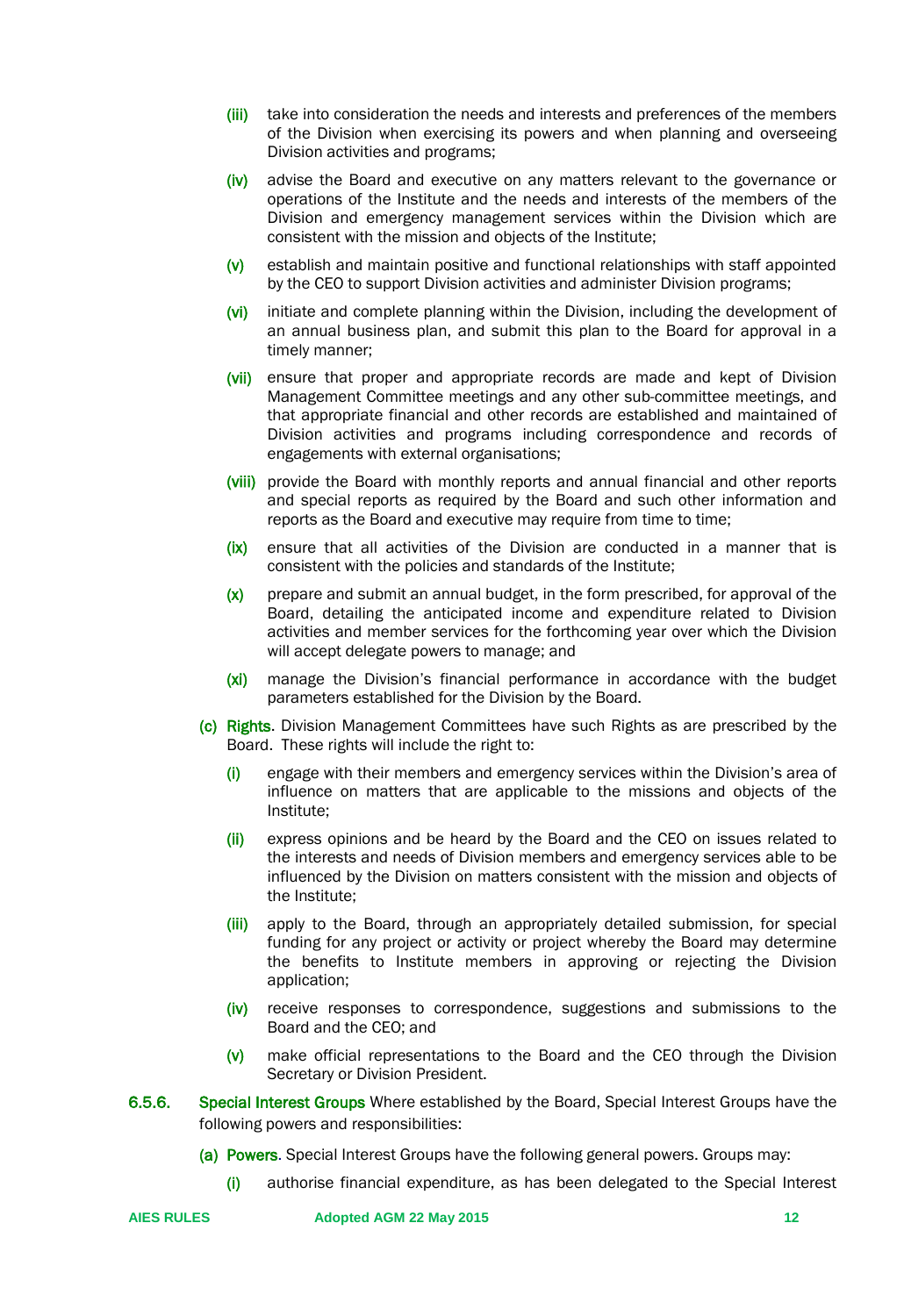(iii) take into consideration the needs and interests and preferences of the members of the Division when exercising its powers and when planning and overseeing Division activities and programs;

(iv) advise the Board and executive on any matters relevant to the governance or operations of the Institute and the needs and interests of the members of the Division and emergency management services within the Division which are consistent with the mission and objects of the Institute;

(v) establish and maintain positive and functional relationships with staff appointed by the CEO to support Division activities and administer Division programs;

(vi) initiate and complete planning within the Division, including the development of an annual business plan, and submit this plan to the Board for approval in a timely manner;

(vii) ensure that proper and appropriate records are made and kept of Division Management Committee meetings and any other sub-committee meetings, and that appropriate financial and other records are established and maintained of Division activities and programs including correspondence and records of engagements with external organisations;

(viii) provide the Board with monthly reports and annual financial and other reports and special reports as required by the Board and such other information and reports as the Board and executive may require from time to time;

(ix) ensure that all activities of the Division are conducted in a manner that is consistent with the policies and standards of the Institute;

(x) prepare and submit an annual budget, in the form prescribed, for approval of the Board, detailing the anticipated income and expenditure related to Division activities and member services for the forthcoming year over which the Division will accept delegate powers to manage; and

(xi) manage the Division's financial performance in accordance with the budget parameters established for the Division by the Board.

(c) **Rights**. Division Management Committees have such Rights as are prescribed by the Board. These rights will include the right to:

(i) engage with their members and emergency services within the Division's area of influence on matters that are applicable to the missions and objects of the Institute;

(ii) express opinions and be heard by the Board and the CEO on issues related to the interests and needs of Division members and emergency services able to be influenced by the Division on matters consistent with the mission and objects of the Institute;

(iii) apply to the Board, through an appropriately detailed submission, for special funding for any project or activity or project whereby the Board may determine the benefits to Institute members in approving or rejecting the Division application;

(iv) receive responses to correspondence, suggestions and submissions to the Board and the CEO; and

(v) make official representations to the Board and the CEO through the Division Secretary or Division President.

6.5.6. **Special Interest Groups** Where established by the Board, Special Interest Groups have the following powers and responsibilities:

(a) **Powers**. Special Interest Groups have the following general powers. Groups may:

(i) authorise financial expenditure, as has been delegated to the Special Interest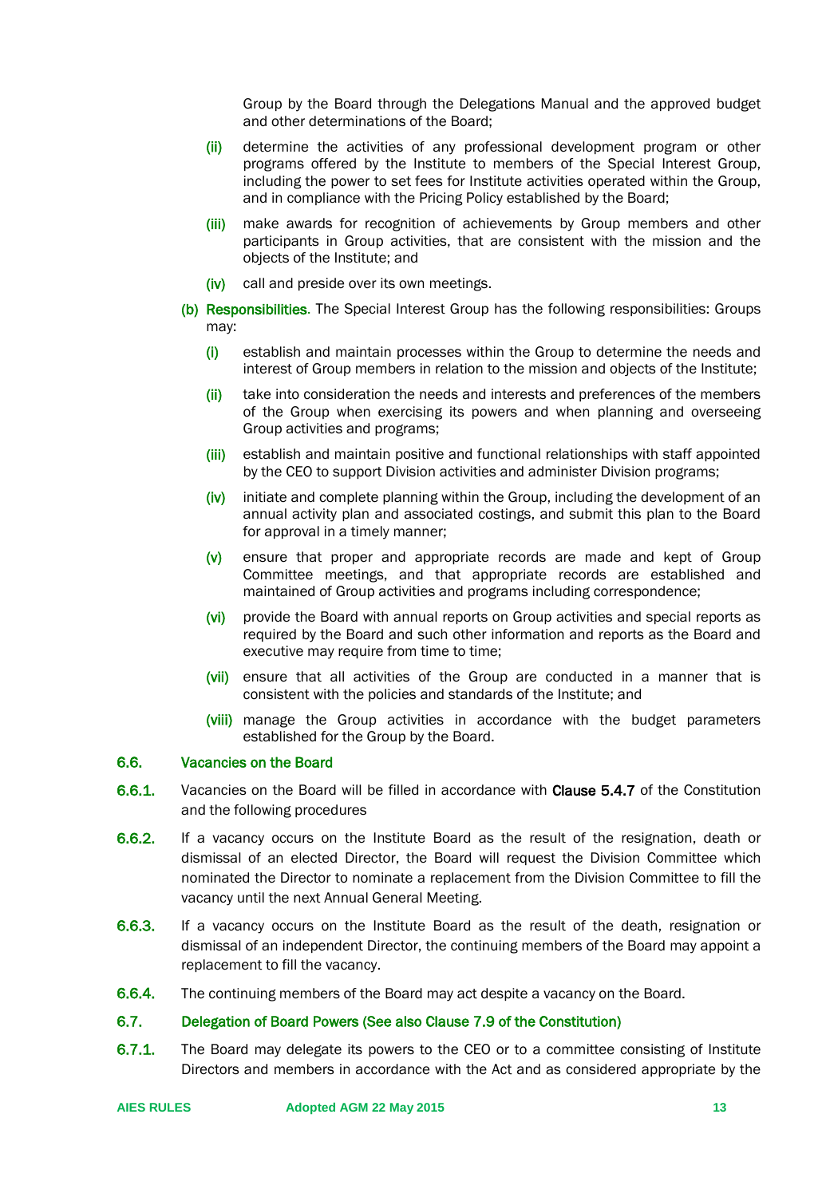Group by the Board through the Delegations Manual and the approved budget and other determinations of the Board;

(ii) determine the activities of any professional development program or other programs offered by the Institute to members of the Special Interest Group, including the power to set fees for Institute activities operated within the Group, and in compliance with the Pricing Policy established by the Board;

(iii) make awards for recognition of achievements by Group members and other participants in Group activities, that are consistent with the mission and the objects of the Institute; and

(iv) call and preside over its own meetings.

(b) **Responsibilities**. The Special Interest Group has the following responsibilities: Groups may:

(i) establish and maintain processes within the Group to determine the needs and interest of Group members in relation to the mission and objects of the Institute;

(ii) take into consideration the needs and interests and preferences of the members of the Group when exercising its powers and when planning and overseeing Group activities and programs;

(iii) establish and maintain positive and functional relationships with staff appointed by the CEO to support Division activities and administer Division programs;

(iv) initiate and complete planning within the Group, including the development of an annual activity plan and associated costings, and submit this plan to the Board for approval in a timely manner;

(v) ensure that proper and appropriate records are made and kept of Group Committee meetings, and that appropriate records are established and maintained of Group activities and programs including correspondence;

(vi) provide the Board with annual reports on Group activities and special reports as required by the Board and such other information and reports as the Board and executive may require from time to time;

(vii) ensure that all activities of the Group are conducted in a manner that is consistent with the policies and standards of the Institute; and

(viii) manage the Group activities in accordance with the budget parameters established for the Group by the Board.

## 6.6. Vacancies on the Board

**6.6.1.** Vacancies on the Board will be filled in accordance with **Clause 5.4.7** of the Constitution and the following procedures

**6.6.2.** If a vacancy occurs on the Institute Board as the result of the resignation, death or dismissal of an elected Director, the Board will request the Division Committee which nominated the Director to nominate a replacement from the Division Committee to fill the vacancy until the next Annual General Meeting.

**6.6.3.** If a vacancy occurs on the Institute Board as the result of the death, resignation or dismissal of an independent Director, the continuing members of the Board may appoint a replacement to fill the vacancy.

**6.6.4.** The continuing members of the Board may act despite a vacancy on the Board.

## 6.7. Delegation of Board Powers (See also Clause 7.9 of the Constitution)

**6.7.1.** The Board may delegate its powers to the CEO or to a committee consisting of Institute Directors and members in accordance with the Act and as considered appropriate by the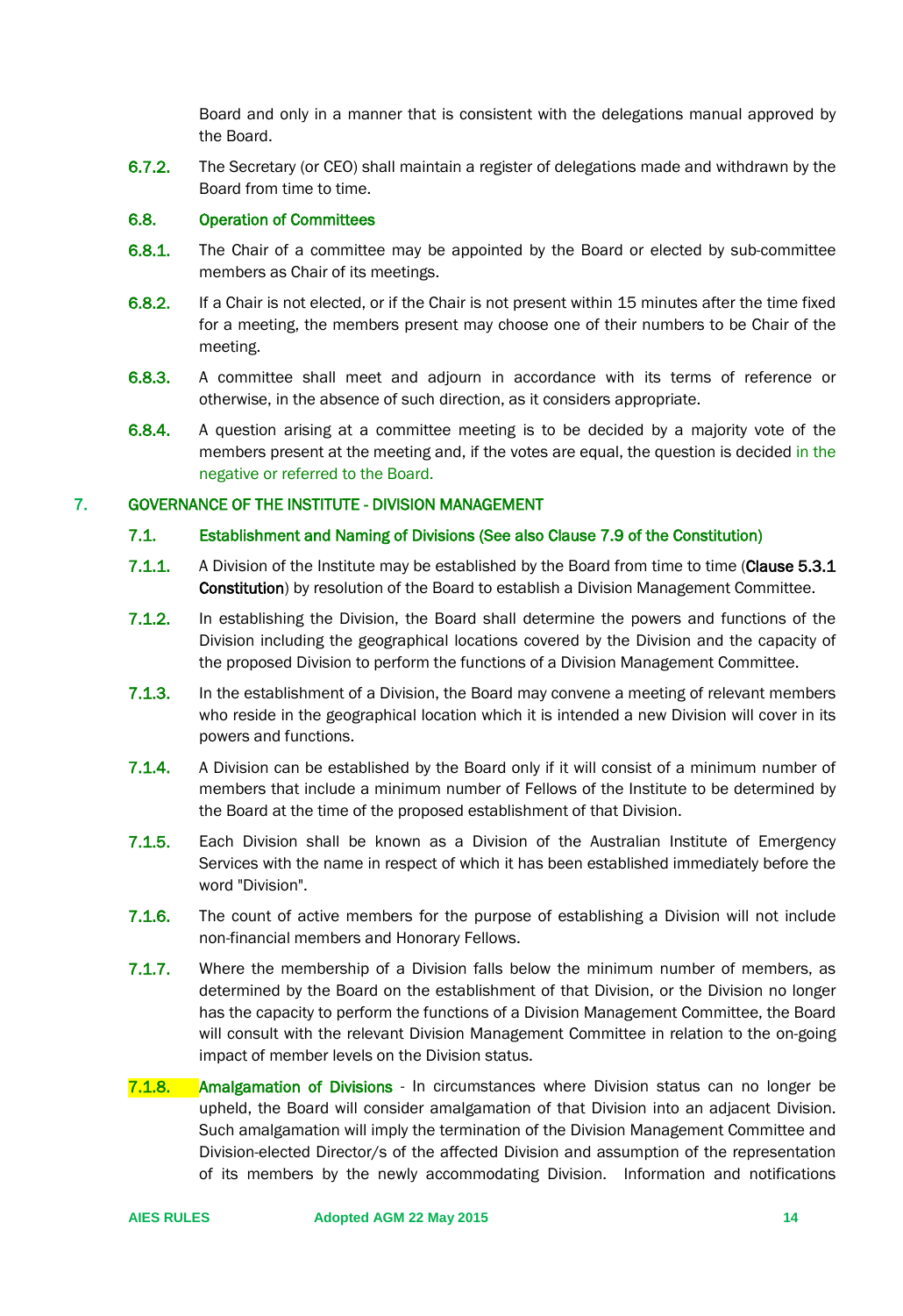Board and only in a manner that is consistent with the delegations manual approved by the Board.

**6.7.2.** The Secretary (or CEO) shall maintain a register of delegations made and withdrawn by the Board from time to time.

### 6.8. Operation of Committees

**6.8.1.** The Chair of a committee may be appointed by the Board or elected by sub-committee members as Chair of its meetings.

**6.8.2.** If a Chair is not elected, or if the Chair is not present within 15 minutes after the time fixed for a meeting, the members present may choose one of their numbers to be Chair of the meeting.

**6.8.3.** A committee shall meet and adjourn in accordance with its terms of reference or otherwise, in the absence of such direction, as it considers appropriate.

**6.8.4.** A question arising at a committee meeting is to be decided by a majority vote of the members present at the meeting and, if the votes are equal, the question is decided in the negative or referred to the Board.

## 7. GOVERNANCE OF THE INSTITUTE - DIVISION MANAGEMENT

### 7.1. Establishment and Naming of Divisions (See also Clause 7.9 of the Constitution)

**7.1.1.** A Division of the Institute may be established by the Board from time to time (**Clause 5.3.1 Constitution**) by resolution of the Board to establish a Division Management Committee.

**7.1.2.** In establishing the Division, the Board shall determine the powers and functions of the Division including the geographical locations covered by the Division and the capacity of the proposed Division to perform the functions of a Division Management Committee.

**7.1.3.** In the establishment of a Division, the Board may convene a meeting of relevant members who reside in the geographical location which it is intended a new Division will cover in its powers and functions.

**7.1.4.** A Division can be established by the Board only if it will consist of a minimum number of members that include a minimum number of Fellows of the Institute to be determined by the Board at the time of the proposed establishment of that Division.

**7.1.5.** Each Division shall be known as a Division of the Australian Institute of Emergency Services with the name in respect of which it has been established immediately before the word "Division".

**7.1.6.** The count of active members for the purpose of establishing a Division will not include non-financial members and Honorary Fellows.

**7.1.7.** Where the membership of a Division falls below the minimum number of members, as determined by the Board on the establishment of that Division, or the Division no longer has the capacity to perform the functions of a Division Management Committee, the Board will consult with the relevant Division Management Committee in relation to the on-going impact of member levels on the Division status.

**7.1.8.** **Amalgamation of Divisions** - In circumstances where Division status can no longer be upheld, the Board will consider amalgamation of that Division into an adjacent Division. Such amalgamation will imply the termination of the Division Management Committee and Division-elected Director/s of the affected Division and assumption of the representation of its members by the newly accommodating Division. Information and notifications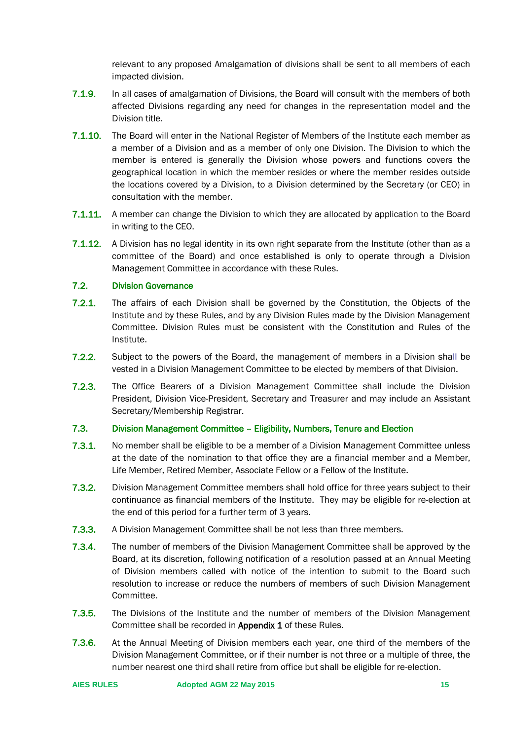relevant to any proposed Amalgamation of divisions shall be sent to all members of each impacted division.

**7.1.9.** In all cases of amalgamation of Divisions, the Board will consult with the members of both affected Divisions regarding any need for changes in the representation model and the Division title.

**7.1.10.** The Board will enter in the National Register of Members of the Institute each member as a member of a Division and as a member of only one Division. The Division to which the member is entered is generally the Division whose powers and functions covers the geographical location in which the member resides or where the member resides outside the locations covered by a Division, to a Division determined by the Secretary (or CEO) in consultation with the member.

**7.1.11.** A member can change the Division to which they are allocated by application to the Board in writing to the CEO.

**7.1.12.** A Division has no legal identity in its own right separate from the Institute (other than as a committee of the Board) and once established is only to operate through a Division Management Committee in accordance with these Rules.

### 7.2. Division Governance

**7.2.1.** The affairs of each Division shall be governed by the Constitution, the Objects of the Institute and by these Rules, and by any Division Rules made by the Division Management Committee. Division Rules must be consistent with the Constitution and Rules of the Institute.

**7.2.2.** Subject to the powers of the Board, the management of members in a Division shall be vested in a Division Management Committee to be elected by members of that Division.

**7.2.3.** The Office Bearers of a Division Management Committee shall include the Division President, Division Vice-President, Secretary and Treasurer and may include an Assistant Secretary/Membership Registrar.

### 7.3. Division Management Committee – Eligibility, Numbers, Tenure and Election

**7.3.1.** No member shall be eligible to be a member of a Division Management Committee unless at the date of the nomination to that office they are a financial member and a Member, Life Member, Retired Member, Associate Fellow or a Fellow of the Institute.

**7.3.2.** Division Management Committee members shall hold office for three years subject to their continuance as financial members of the Institute. They may be eligible for re-election at the end of this period for a further term of 3 years.

**7.3.3.** A Division Management Committee shall be not less than three members.

**7.3.4.** The number of members of the Division Management Committee shall be approved by the Board, at its discretion, following notification of a resolution passed at an Annual Meeting of Division members called with notice of the intention to submit to the Board such resolution to increase or reduce the numbers of members of such Division Management Committee.

**7.3.5.** The Divisions of the Institute and the number of members of the Division Management Committee shall be recorded in **Appendix 1** of these Rules.

**7.3.6.** At the Annual Meeting of Division members each year, one third of the members of the Division Management Committee, or if their number is not three or a multiple of three, the number nearest one third shall retire from office but shall be eligible for re-election.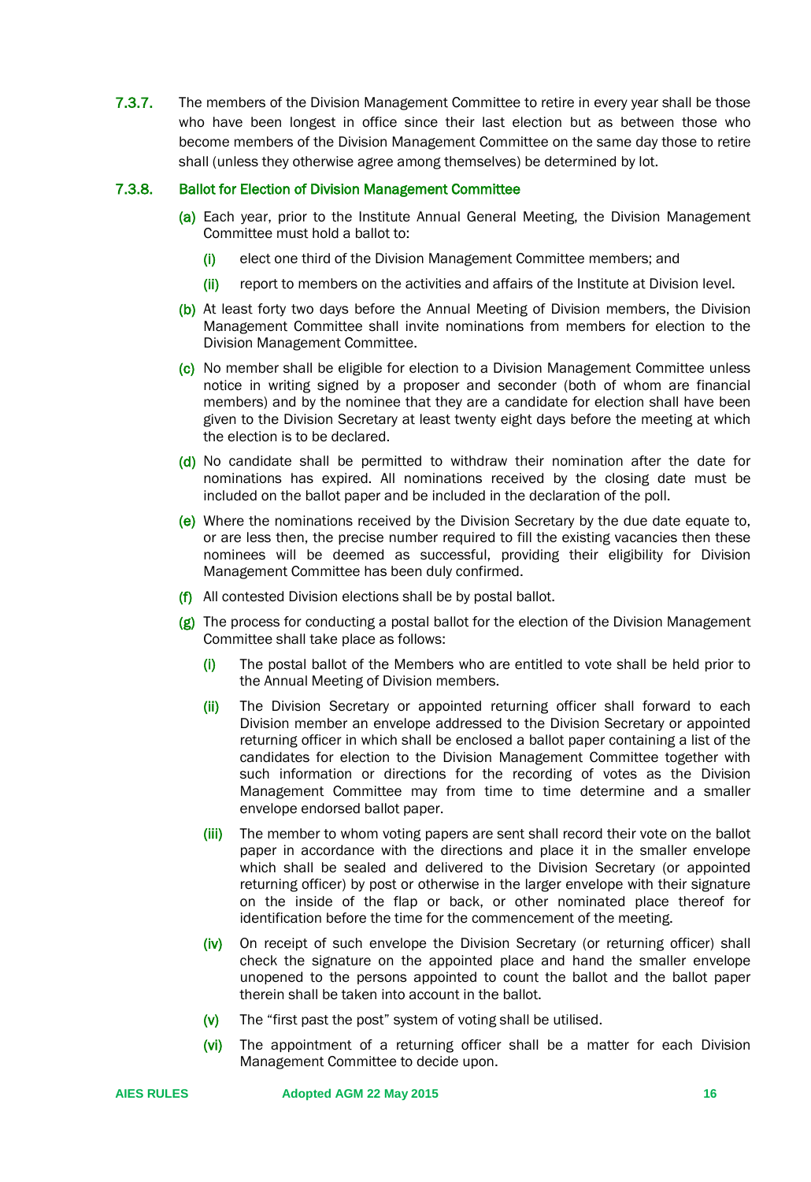**7.3.7.** The members of the Division Management Committee to retire in every year shall be those who have been longest in office since their last election but as between those who become members of the Division Management Committee on the same day those to retire shall (unless they otherwise agree among themselves) be determined by lot.

### 7.3.8. Ballot for Election of Division Management Committee

(a) Each year, prior to the Institute Annual General Meeting, the Division Management Committee must hold a ballot to:

  (i) elect one third of the Division Management Committee members; and

  (ii) report to members on the activities and affairs of the Institute at Division level.

(b) At least forty two days before the Annual Meeting of Division members, the Division Management Committee shall invite nominations from members for election to the Division Management Committee.

(c) No member shall be eligible for election to a Division Management Committee unless notice in writing signed by a proposer and seconder (both of whom are financial members) and by the nominee that they are a candidate for election shall have been given to the Division Secretary at least twenty eight days before the meeting at which the election is to be declared.

(d) No candidate shall be permitted to withdraw their nomination after the date for nominations has expired. All nominations received by the closing date must be included on the ballot paper and be included in the declaration of the poll.

(e) Where the nominations received by the Division Secretary by the due date equate to, or are less then, the precise number required to fill the existing vacancies then these nominees will be deemed as successful, providing their eligibility for Division Management Committee has been duly confirmed.

(f) All contested Division elections shall be by postal ballot.

(g) The process for conducting a postal ballot for the election of the Division Management Committee shall take place as follows:

  (i) The postal ballot of the Members who are entitled to vote shall be held prior to the Annual Meeting of Division members.

  (ii) The Division Secretary or appointed returning officer shall forward to each Division member an envelope addressed to the Division Secretary or appointed returning officer in which shall be enclosed a ballot paper containing a list of the candidates for election to the Division Management Committee together with such information or directions for the recording of votes as the Division Management Committee may from time to time determine and a smaller envelope endorsed ballot paper.

  (iii) The member to whom voting papers are sent shall record their vote on the ballot paper in accordance with the directions and place it in the smaller envelope which shall be sealed and delivered to the Division Secretary (or appointed returning officer) by post or otherwise in the larger envelope with their signature on the inside of the flap or back, or other nominated place thereof for identification before the time for the commencement of the meeting.

  (iv) On receipt of such envelope the Division Secretary (or returning officer) shall check the signature on the appointed place and hand the smaller envelope unopened to the persons appointed to count the ballot and the ballot paper therein shall be taken into account in the ballot.

  (v) The "first past the post" system of voting shall be utilised.

  (vi) The appointment of a returning officer shall be a matter for each Division Management Committee to decide upon.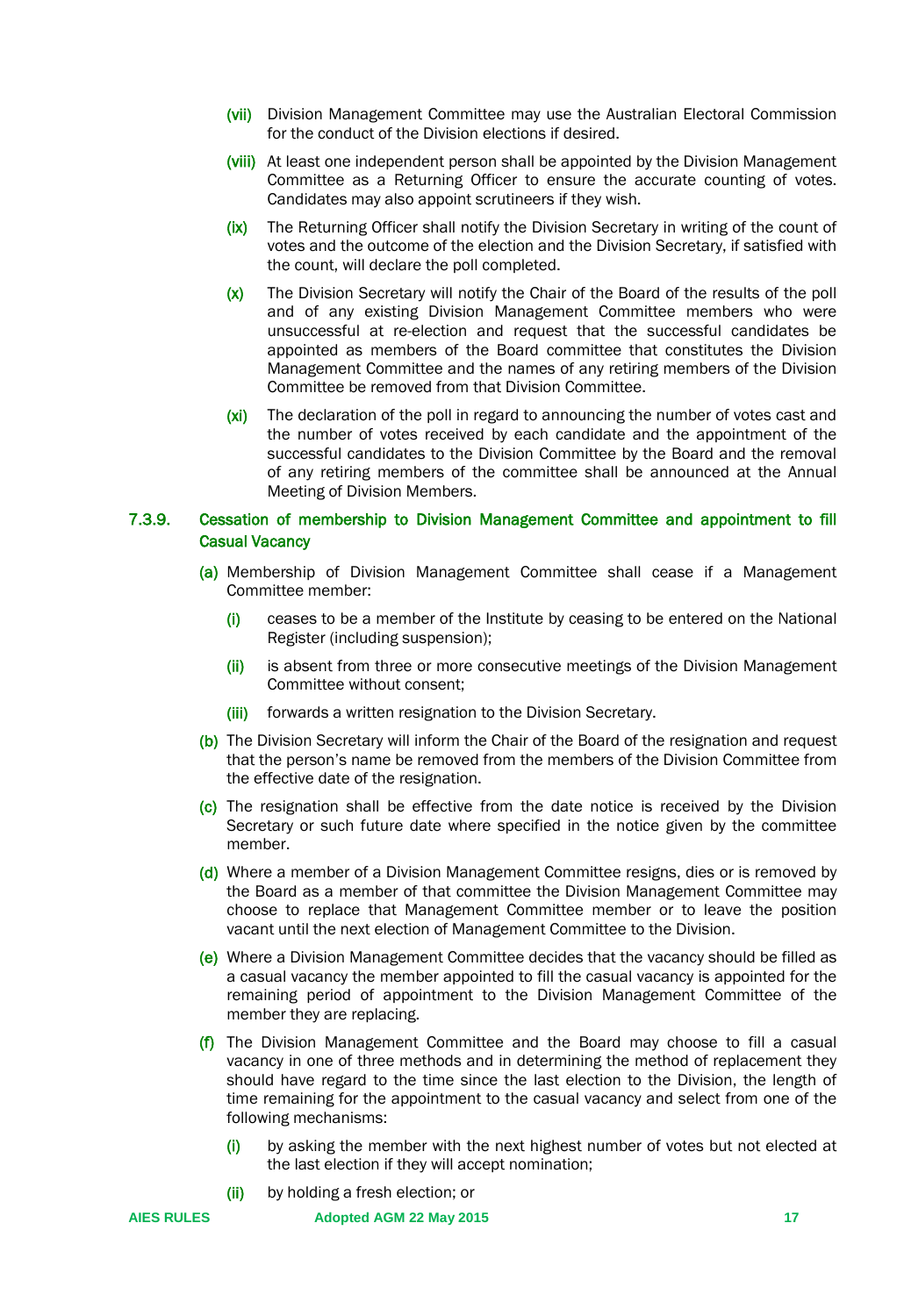(vii) Division Management Committee may use the Australian Electoral Commission for the conduct of the Division elections if desired.

(viii) At least one independent person shall be appointed by the Division Management Committee as a Returning Officer to ensure the accurate counting of votes. Candidates may also appoint scrutineers if they wish.

(ix) The Returning Officer shall notify the Division Secretary in writing of the count of votes and the outcome of the election and the Division Secretary, if satisfied with the count, will declare the poll completed.

(x) The Division Secretary will notify the Chair of the Board of the results of the poll and of any existing Division Management Committee members who were unsuccessful at re-election and request that the successful candidates be appointed as members of the Board committee that constitutes the Division Management Committee and the names of any retiring members of the Division Committee be removed from that Division Committee.

(xi) The declaration of the poll in regard to announcing the number of votes cast and the number of votes received by each candidate and the appointment of the successful candidates to the Division Committee by the Board and the removal of any retiring members of the committee shall be announced at the Annual Meeting of Division Members.

### 7.3.9. Cessation of membership to Division Management Committee and appointment to fill Casual Vacancy

(a) Membership of Division Management Committee shall cease if a Management Committee member:

(i) ceases to be a member of the Institute by ceasing to be entered on the National Register (including suspension);

(ii) is absent from three or more consecutive meetings of the Division Management Committee without consent;

(iii) forwards a written resignation to the Division Secretary.

(b) The Division Secretary will inform the Chair of the Board of the resignation and request that the person's name be removed from the members of the Division Committee from the effective date of the resignation.

(c) The resignation shall be effective from the date notice is received by the Division Secretary or such future date where specified in the notice given by the committee member.

(d) Where a member of a Division Management Committee resigns, dies or is removed by the Board as a member of that committee the Division Management Committee may choose to replace that Management Committee member or to leave the position vacant until the next election of Management Committee to the Division.

(e) Where a Division Management Committee decides that the vacancy should be filled as a casual vacancy the member appointed to fill the casual vacancy is appointed for the remaining period of appointment to the Division Management Committee of the member they are replacing.

(f) The Division Management Committee and the Board may choose to fill a casual vacancy in one of three methods and in determining the method of replacement they should have regard to the time since the last election to the Division, the length of time remaining for the appointment to the casual vacancy and select from one of the following mechanisms:

(i) by asking the member with the next highest number of votes but not elected at the last election if they will accept nomination;

(ii) by holding a fresh election; or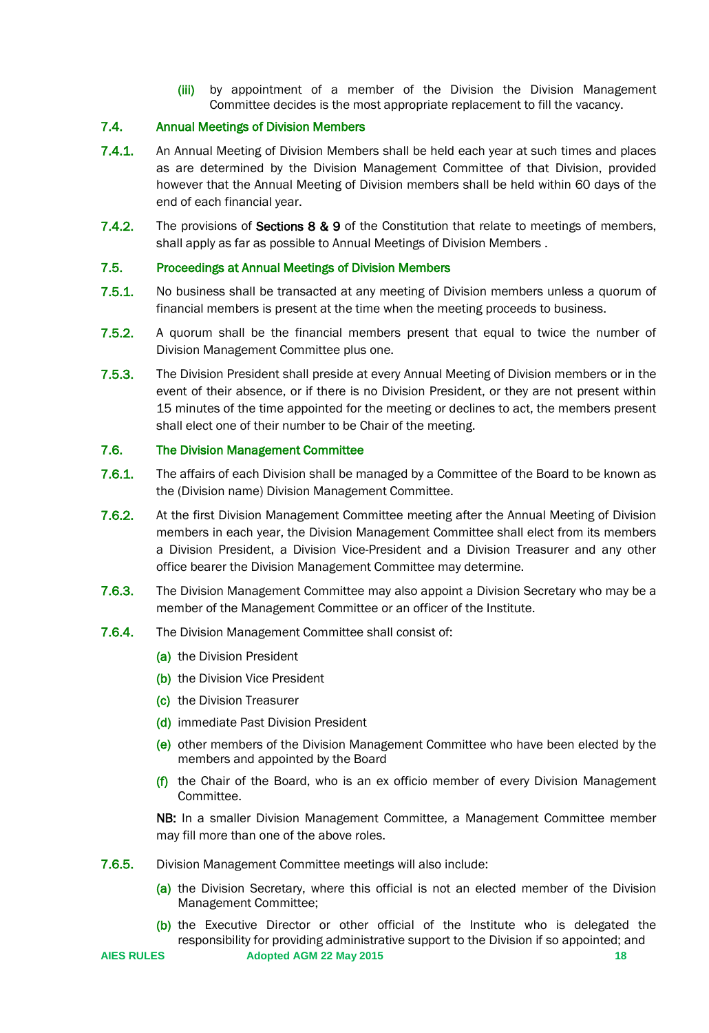(iii) by appointment of a member of the Division the Division Management Committee decides is the most appropriate replacement to fill the vacancy.

### 7.4. Annual Meetings of Division Members

**7.4.1.** An Annual Meeting of Division Members shall be held each year at such times and places as are determined by the Division Management Committee of that Division, provided however that the Annual Meeting of Division members shall be held within 60 days of the end of each financial year.

**7.4.2.** The provisions of **Sections 8 & 9** of the Constitution that relate to meetings of members, shall apply as far as possible to Annual Meetings of Division Members .

### 7.5. Proceedings at Annual Meetings of Division Members

**7.5.1.** No business shall be transacted at any meeting of Division members unless a quorum of financial members is present at the time when the meeting proceeds to business.

**7.5.2.** A quorum shall be the financial members present that equal to twice the number of Division Management Committee plus one.

**7.5.3.** The Division President shall preside at every Annual Meeting of Division members or in the event of their absence, or if there is no Division President, or they are not present within 15 minutes of the time appointed for the meeting or declines to act, the members present shall elect one of their number to be Chair of the meeting.

### 7.6. The Division Management Committee

**7.6.1.** The affairs of each Division shall be managed by a Committee of the Board to be known as the (Division name) Division Management Committee.

**7.6.2.** At the first Division Management Committee meeting after the Annual Meeting of Division members in each year, the Division Management Committee shall elect from its members a Division President, a Division Vice-President and a Division Treasurer and any other office bearer the Division Management Committee may determine.

**7.6.3.** The Division Management Committee may also appoint a Division Secretary who may be a member of the Management Committee or an officer of the Institute.

**7.6.4.** The Division Management Committee shall consist of:

(a) the Division President

(b) the Division Vice President

(c) the Division Treasurer

(d) immediate Past Division President

(e) other members of the Division Management Committee who have been elected by the members and appointed by the Board

(f) the Chair of the Board, who is an ex officio member of every Division Management Committee.

**NB:** In a smaller Division Management Committee, a Management Committee member may fill more than one of the above roles.

**7.6.5.** Division Management Committee meetings will also include:

(a) the Division Secretary, where this official is not an elected member of the Division Management Committee;

(b) the Executive Director or other official of the Institute who is delegated the responsibility for providing administrative support to the Division if so appointed; and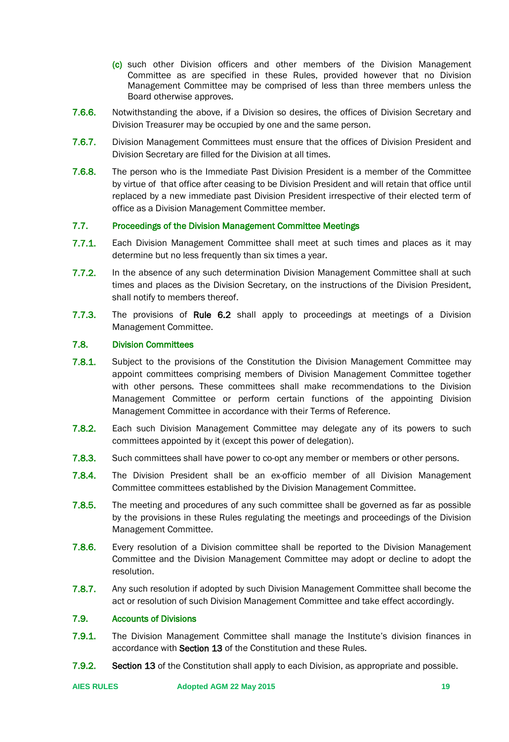(c) such other Division officers and other members of the Division Management Committee as are specified in these Rules, provided however that no Division Management Committee may be comprised of less than three members unless the Board otherwise approves.

**7.6.6.** Notwithstanding the above, if a Division so desires, the offices of Division Secretary and Division Treasurer may be occupied by one and the same person.

**7.6.7.** Division Management Committees must ensure that the offices of Division President and Division Secretary are filled for the Division at all times.

**7.6.8.** The person who is the Immediate Past Division President is a member of the Committee by virtue of that office after ceasing to be Division President and will retain that office until replaced by a new immediate past Division President irrespective of their elected term of office as a Division Management Committee member.

### 7.7. Proceedings of the Division Management Committee Meetings

**7.7.1.** Each Division Management Committee shall meet at such times and places as it may determine but no less frequently than six times a year.

**7.7.2.** In the absence of any such determination Division Management Committee shall at such times and places as the Division Secretary, on the instructions of the Division President, shall notify to members thereof.

**7.7.3.** The provisions of **Rule 6.2** shall apply to proceedings at meetings of a Division Management Committee.

### 7.8. Division Committees

**7.8.1.** Subject to the provisions of the Constitution the Division Management Committee may appoint committees comprising members of Division Management Committee together with other persons. These committees shall make recommendations to the Division Management Committee or perform certain functions of the appointing Division Management Committee in accordance with their Terms of Reference.

**7.8.2.** Each such Division Management Committee may delegate any of its powers to such committees appointed by it (except this power of delegation).

**7.8.3.** Such committees shall have power to co-opt any member or members or other persons.

**7.8.4.** The Division President shall be an ex-officio member of all Division Management Committee committees established by the Division Management Committee.

**7.8.5.** The meeting and procedures of any such committee shall be governed as far as possible by the provisions in these Rules regulating the meetings and proceedings of the Division Management Committee.

**7.8.6.** Every resolution of a Division committee shall be reported to the Division Management Committee and the Division Management Committee may adopt or decline to adopt the resolution.

**7.8.7.** Any such resolution if adopted by such Division Management Committee shall become the act or resolution of such Division Management Committee and take effect accordingly.

### 7.9. Accounts of Divisions

**7.9.1.** The Division Management Committee shall manage the Institute's division finances in accordance with **Section 13** of the Constitution and these Rules.

**7.9.2.** **Section 13** of the Constitution shall apply to each Division, as appropriate and possible.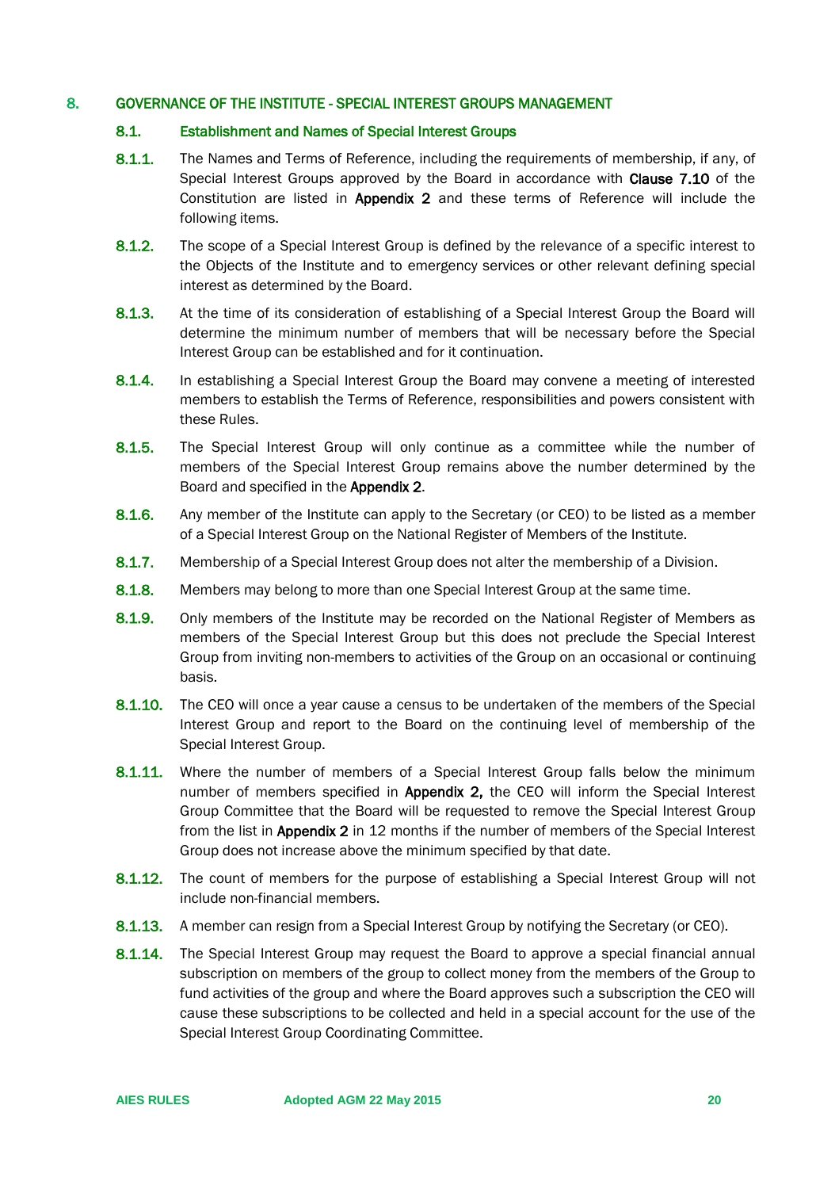## 8. GOVERNANCE OF THE INSTITUTE - SPECIAL INTEREST GROUPS MANAGEMENT

### 8.1. Establishment and Names of Special Interest Groups

**8.1.1.** The Names and Terms of Reference, including the requirements of membership, if any, of Special Interest Groups approved by the Board in accordance with **Clause 7.10** of the Constitution are listed in **Appendix 2** and these terms of Reference will include the following items.

**8.1.2.** The scope of a Special Interest Group is defined by the relevance of a specific interest to the Objects of the Institute and to emergency services or other relevant defining special interest as determined by the Board.

**8.1.3.** At the time of its consideration of establishing of a Special Interest Group the Board will determine the minimum number of members that will be necessary before the Special Interest Group can be established and for it continuation.

**8.1.4.** In establishing a Special Interest Group the Board may convene a meeting of interested members to establish the Terms of Reference, responsibilities and powers consistent with these Rules.

**8.1.5.** The Special Interest Group will only continue as a committee while the number of members of the Special Interest Group remains above the number determined by the Board and specified in the **Appendix 2**.

**8.1.6.** Any member of the Institute can apply to the Secretary (or CEO) to be listed as a member of a Special Interest Group on the National Register of Members of the Institute.

**8.1.7.** Membership of a Special Interest Group does not alter the membership of a Division.

**8.1.8.** Members may belong to more than one Special Interest Group at the same time.

**8.1.9.** Only members of the Institute may be recorded on the National Register of Members as members of the Special Interest Group but this does not preclude the Special Interest Group from inviting non-members to activities of the Group on an occasional or continuing basis.

**8.1.10.** The CEO will once a year cause a census to be undertaken of the members of the Special Interest Group and report to the Board on the continuing level of membership of the Special Interest Group.

**8.1.11.** Where the number of members of a Special Interest Group falls below the minimum number of members specified in **Appendix 2,** the CEO will inform the Special Interest Group Committee that the Board will be requested to remove the Special Interest Group from the list in **Appendix 2** in 12 months if the number of members of the Special Interest Group does not increase above the minimum specified by that date.

**8.1.12.** The count of members for the purpose of establishing a Special Interest Group will not include non-financial members.

**8.1.13.** A member can resign from a Special Interest Group by notifying the Secretary (or CEO).

**8.1.14.** The Special Interest Group may request the Board to approve a special financial annual subscription on members of the group to collect money from the members of the Group to fund activities of the group and where the Board approves such a subscription the CEO will cause these subscriptions to be collected and held in a special account for the use of the Special Interest Group Coordinating Committee.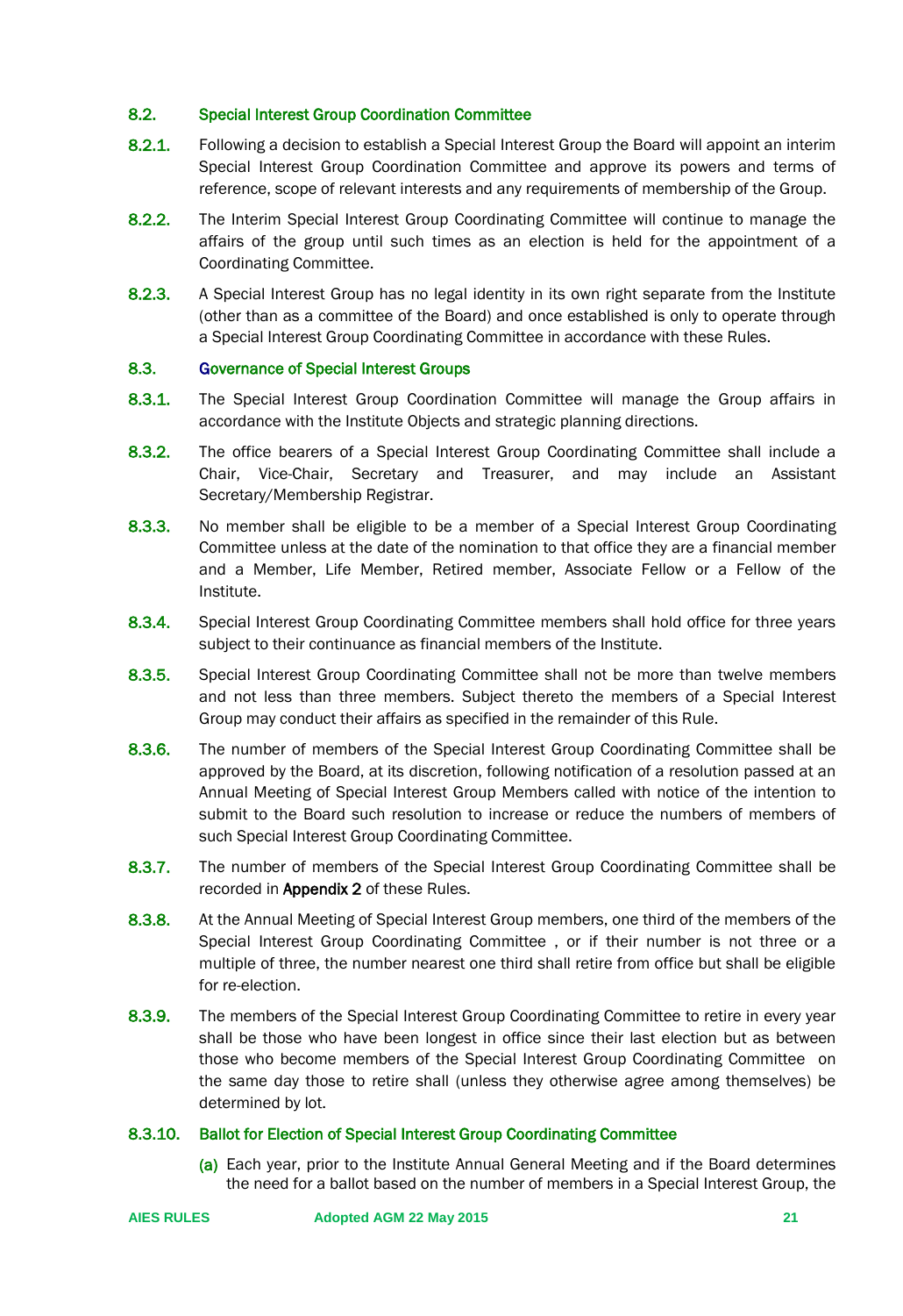### 8.2. Special Interest Group Coordination Committee

**8.2.1.** Following a decision to establish a Special Interest Group the Board will appoint an interim Special Interest Group Coordination Committee and approve its powers and terms of reference, scope of relevant interests and any requirements of membership of the Group.

**8.2.2.** The Interim Special Interest Group Coordinating Committee will continue to manage the affairs of the group until such times as an election is held for the appointment of a Coordinating Committee.

**8.2.3.** A Special Interest Group has no legal identity in its own right separate from the Institute (other than as a committee of the Board) and once established is only to operate through a Special Interest Group Coordinating Committee in accordance with these Rules.

### 8.3. Governance of Special Interest Groups

**8.3.1.** The Special Interest Group Coordination Committee will manage the Group affairs in accordance with the Institute Objects and strategic planning directions.

**8.3.2.** The office bearers of a Special Interest Group Coordinating Committee shall include a Chair, Vice-Chair, Secretary and Treasurer, and may include an Assistant Secretary/Membership Registrar.

**8.3.3.** No member shall be eligible to be a member of a Special Interest Group Coordinating Committee unless at the date of the nomination to that office they are a financial member and a Member, Life Member, Retired member, Associate Fellow or a Fellow of the Institute.

**8.3.4.** Special Interest Group Coordinating Committee members shall hold office for three years subject to their continuance as financial members of the Institute.

**8.3.5.** Special Interest Group Coordinating Committee shall not be more than twelve members and not less than three members. Subject thereto the members of a Special Interest Group may conduct their affairs as specified in the remainder of this Rule.

**8.3.6.** The number of members of the Special Interest Group Coordinating Committee shall be approved by the Board, at its discretion, following notification of a resolution passed at an Annual Meeting of Special Interest Group Members called with notice of the intention to submit to the Board such resolution to increase or reduce the numbers of members of such Special Interest Group Coordinating Committee.

**8.3.7.** The number of members of the Special Interest Group Coordinating Committee shall be recorded in **Appendix 2** of these Rules.

**8.3.8.** At the Annual Meeting of Special Interest Group members, one third of the members of the Special Interest Group Coordinating Committee , or if their number is not three or a multiple of three, the number nearest one third shall retire from office but shall be eligible for re-election.

**8.3.9.** The members of the Special Interest Group Coordinating Committee to retire in every year shall be those who have been longest in office since their last election but as between those who become members of the Special Interest Group Coordinating Committee on the same day those to retire shall (unless they otherwise agree among themselves) be determined by lot.

**8.3.10. Ballot for Election of Special Interest Group Coordinating Committee**

(a) Each year, prior to the Institute Annual General Meeting and if the Board determines the need for a ballot based on the number of members in a Special Interest Group, the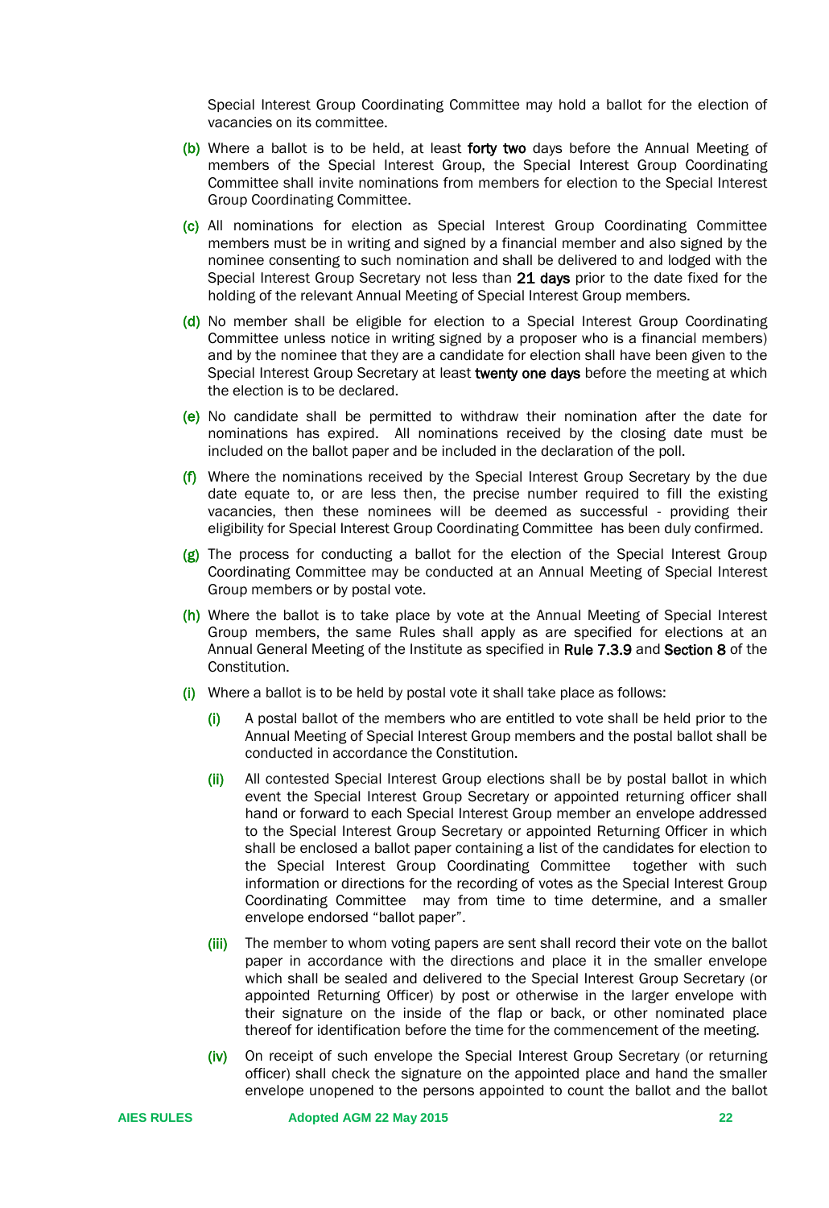Special Interest Group Coordinating Committee may hold a ballot for the election of vacancies on its committee.

(b) Where a ballot is to be held, at least **forty two** days before the Annual Meeting of members of the Special Interest Group, the Special Interest Group Coordinating Committee shall invite nominations from members for election to the Special Interest Group Coordinating Committee.

(c) All nominations for election as Special Interest Group Coordinating Committee members must be in writing and signed by a financial member and also signed by the nominee consenting to such nomination and shall be delivered to and lodged with the Special Interest Group Secretary not less than **21 days** prior to the date fixed for the holding of the relevant Annual Meeting of Special Interest Group members.

(d) No member shall be eligible for election to a Special Interest Group Coordinating Committee unless notice in writing signed by a proposer who is a financial members) and by the nominee that they are a candidate for election shall have been given to the Special Interest Group Secretary at least **twenty one days** before the meeting at which the election is to be declared.

(e) No candidate shall be permitted to withdraw their nomination after the date for nominations has expired. All nominations received by the closing date must be included on the ballot paper and be included in the declaration of the poll.

(f) Where the nominations received by the Special Interest Group Secretary by the due date equate to, or are less then, the precise number required to fill the existing vacancies, then these nominees will be deemed as successful - providing their eligibility for Special Interest Group Coordinating Committee has been duly confirmed.

(g) The process for conducting a ballot for the election of the Special Interest Group Coordinating Committee may be conducted at an Annual Meeting of Special Interest Group members or by postal vote.

(h) Where the ballot is to take place by vote at the Annual Meeting of Special Interest Group members, the same Rules shall apply as are specified for elections at an Annual General Meeting of the Institute as specified in **Rule 7.3.9** and **Section 8** of the Constitution.

(i) Where a ballot is to be held by postal vote it shall take place as follows:

   (i) A postal ballot of the members who are entitled to vote shall be held prior to the Annual Meeting of Special Interest Group members and the postal ballot shall be conducted in accordance the Constitution.

   (ii) All contested Special Interest Group elections shall be by postal ballot in which event the Special Interest Group Secretary or appointed returning officer shall hand or forward to each Special Interest Group member an envelope addressed to the Special Interest Group Secretary or appointed Returning Officer in which shall be enclosed a ballot paper containing a list of the candidates for election to the Special Interest Group Coordinating Committee together with such information or directions for the recording of votes as the Special Interest Group Coordinating Committee may from time to time determine, and a smaller envelope endorsed "ballot paper".

   (iii) The member to whom voting papers are sent shall record their vote on the ballot paper in accordance with the directions and place it in the smaller envelope which shall be sealed and delivered to the Special Interest Group Secretary (or appointed Returning Officer) by post or otherwise in the larger envelope with their signature on the inside of the flap or back, or other nominated place thereof for identification before the time for the commencement of the meeting.

   (iv) On receipt of such envelope the Special Interest Group Secretary (or returning officer) shall check the signature on the appointed place and hand the smaller envelope unopened to the persons appointed to count the ballot and the ballot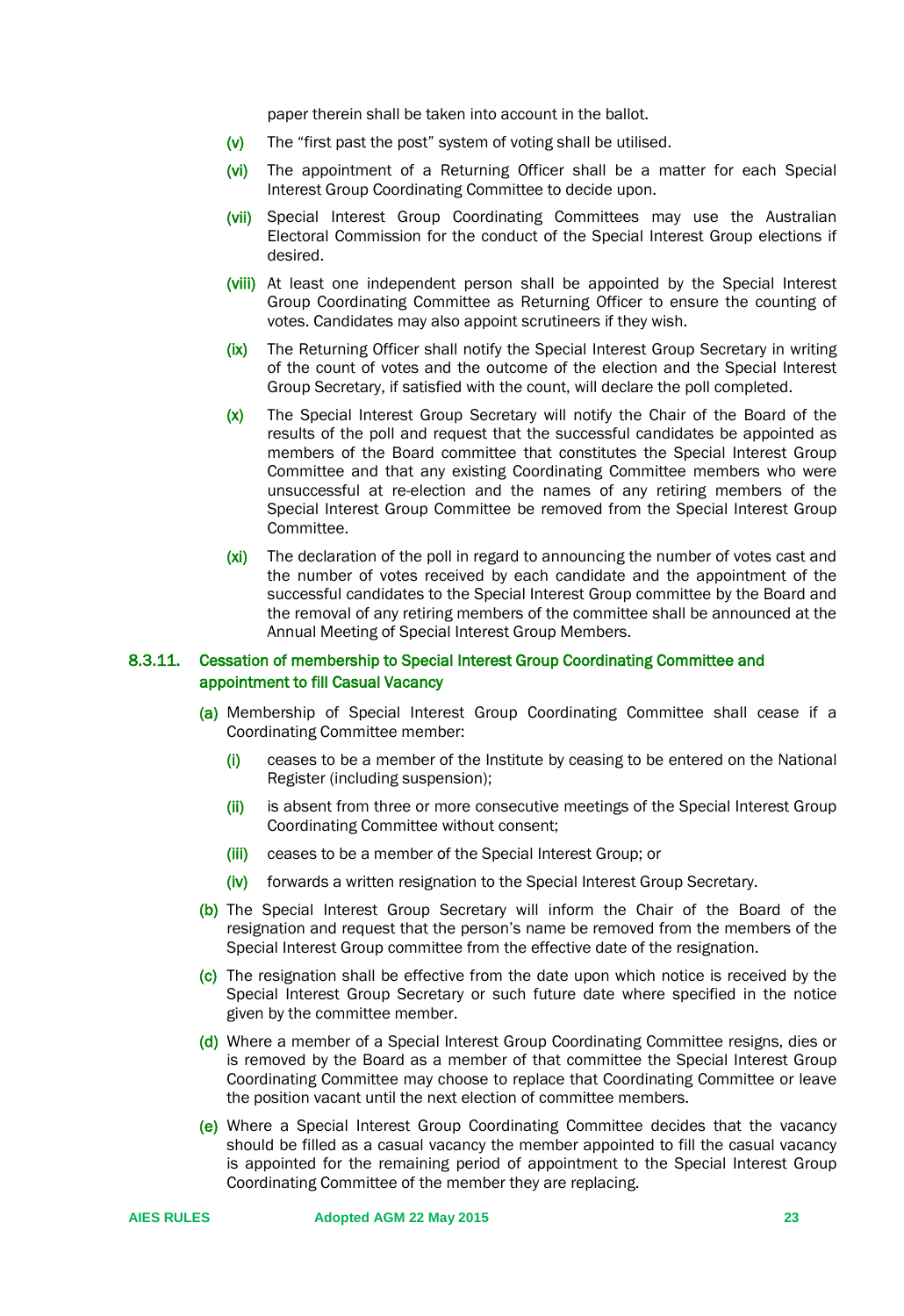paper therein shall be taken into account in the ballot.

(v) The “first past the post” system of voting shall be utilised.

(vi) The appointment of a Returning Officer shall be a matter for each Special Interest Group Coordinating Committee to decide upon.

(vii) Special Interest Group Coordinating Committees may use the Australian Electoral Commission for the conduct of the Special Interest Group elections if desired.

(viii) At least one independent person shall be appointed by the Special Interest Group Coordinating Committee as Returning Officer to ensure the counting of votes. Candidates may also appoint scrutineers if they wish.

(ix) The Returning Officer shall notify the Special Interest Group Secretary in writing of the count of votes and the outcome of the election and the Special Interest Group Secretary, if satisfied with the count, will declare the poll completed.

(x) The Special Interest Group Secretary will notify the Chair of the Board of the results of the poll and request that the successful candidates be appointed as members of the Board committee that constitutes the Special Interest Group Committee and that any existing Coordinating Committee members who were unsuccessful at re-election and the names of any retiring members of the Special Interest Group Committee be removed from the Special Interest Group Committee.

(xi) The declaration of the poll in regard to announcing the number of votes cast and the number of votes received by each candidate and the appointment of the successful candidates to the Special Interest Group committee by the Board and the removal of any retiring members of the committee shall be announced at the Annual Meeting of Special Interest Group Members.

### 8.3.11. Cessation of membership to Special Interest Group Coordinating Committee and appointment to fill Casual Vacancy

(a) Membership of Special Interest Group Coordinating Committee shall cease if a Coordinating Committee member:

(i) ceases to be a member of the Institute by ceasing to be entered on the National Register (including suspension);

(ii) is absent from three or more consecutive meetings of the Special Interest Group Coordinating Committee without consent;

(iii) ceases to be a member of the Special Interest Group; or

(iv) forwards a written resignation to the Special Interest Group Secretary.

(b) The Special Interest Group Secretary will inform the Chair of the Board of the resignation and request that the person’s name be removed from the members of the Special Interest Group committee from the effective date of the resignation.

(c) The resignation shall be effective from the date upon which notice is received by the Special Interest Group Secretary or such future date where specified in the notice given by the committee member.

(d) Where a member of a Special Interest Group Coordinating Committee resigns, dies or is removed by the Board as a member of that committee the Special Interest Group Coordinating Committee may choose to replace that Coordinating Committee or leave the position vacant until the next election of committee members.

(e) Where a Special Interest Group Coordinating Committee decides that the vacancy should be filled as a casual vacancy the member appointed to fill the casual vacancy is appointed for the remaining period of appointment to the Special Interest Group Coordinating Committee of the member they are replacing.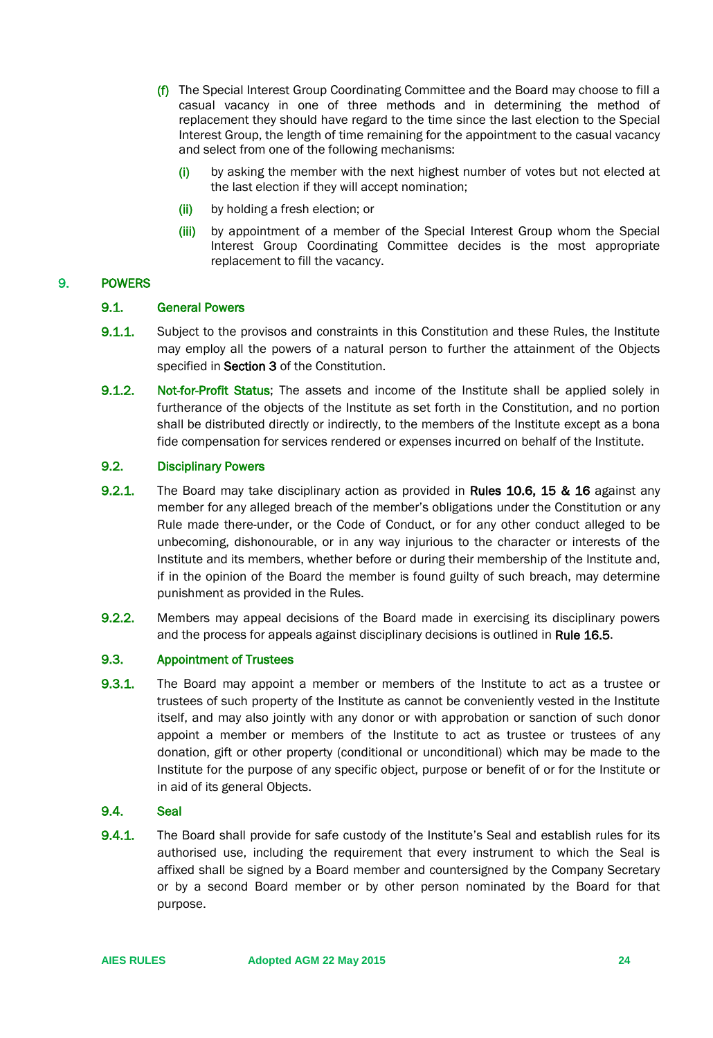(f) The Special Interest Group Coordinating Committee and the Board may choose to fill a casual vacancy in one of three methods and in determining the method of replacement they should have regard to the time since the last election to the Special Interest Group, the length of time remaining for the appointment to the casual vacancy and select from one of the following mechanisms:

   (i) by asking the member with the next highest number of votes but not elected at the last election if they will accept nomination;

   (ii) by holding a fresh election; or

   (iii) by appointment of a member of the Special Interest Group whom the Special Interest Group Coordinating Committee decides is the most appropriate replacement to fill the vacancy.

## 9. POWERS

### 9.1. General Powers

**9.1.1.** Subject to the provisos and constraints in this Constitution and these Rules, the Institute may employ all the powers of a natural person to further the attainment of the Objects specified in **Section 3** of the Constitution.

**9.1.2.** Not-for-Profit Status; The assets and income of the Institute shall be applied solely in furtherance of the objects of the Institute as set forth in the Constitution, and no portion shall be distributed directly or indirectly, to the members of the Institute except as a bona fide compensation for services rendered or expenses incurred on behalf of the Institute.

### 9.2. Disciplinary Powers

**9.2.1.** The Board may take disciplinary action as provided in **Rules 10.6, 15 & 16** against any member for any alleged breach of the member's obligations under the Constitution or any Rule made there-under, or the Code of Conduct, or for any other conduct alleged to be unbecoming, dishonourable, or in any way injurious to the character or interests of the Institute and its members, whether before or during their membership of the Institute and, if in the opinion of the Board the member is found guilty of such breach, may determine punishment as provided in the Rules.

**9.2.2.** Members may appeal decisions of the Board made in exercising its disciplinary powers and the process for appeals against disciplinary decisions is outlined in **Rule 16.5**.

### 9.3. Appointment of Trustees

**9.3.1.** The Board may appoint a member or members of the Institute to act as a trustee or trustees of such property of the Institute as cannot be conveniently vested in the Institute itself, and may also jointly with any donor or with approbation or sanction of such donor appoint a member or members of the Institute to act as trustee or trustees of any donation, gift or other property (conditional or unconditional) which may be made to the Institute for the purpose of any specific object, purpose or benefit of or for the Institute or in aid of its general Objects.

### 9.4. Seal

**9.4.1.** The Board shall provide for safe custody of the Institute's Seal and establish rules for its authorised use, including the requirement that every instrument to which the Seal is affixed shall be signed by a Board member and countersigned by the Company Secretary or by a second Board member or by other person nominated by the Board for that purpose.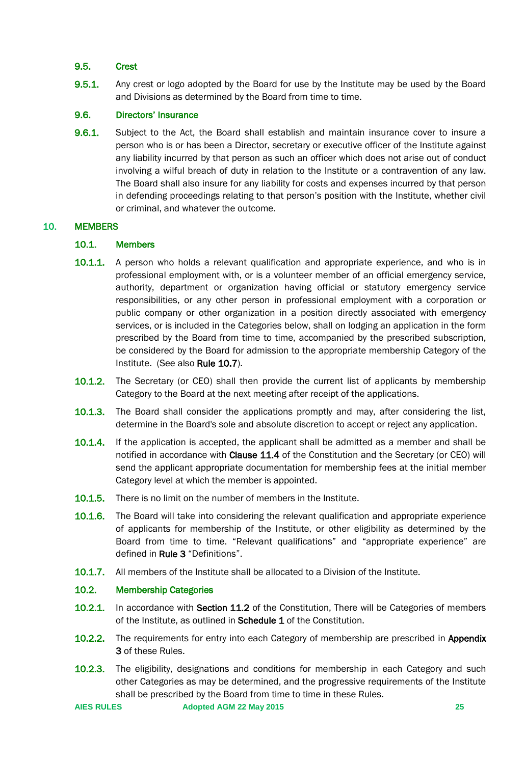### 9.5. Crest

**9.5.1.** Any crest or logo adopted by the Board for use by the Institute may be used by the Board and Divisions as determined by the Board from time to time.

### 9.6. Directors' Insurance

**9.6.1.** Subject to the Act, the Board shall establish and maintain insurance cover to insure a person who is or has been a Director, secretary or executive officer of the Institute against any liability incurred by that person as such an officer which does not arise out of conduct involving a wilful breach of duty in relation to the Institute or a contravention of any law. The Board shall also insure for any liability for costs and expenses incurred by that person in defending proceedings relating to that person's position with the Institute, whether civil or criminal, and whatever the outcome.

## 10. MEMBERS

### 10.1. Members

**10.1.1.** A person who holds a relevant qualification and appropriate experience, and who is in professional employment with, or is a volunteer member of an official emergency service, authority, department or organization having official or statutory emergency service responsibilities, or any other person in professional employment with a corporation or public company or other organization in a position directly associated with emergency services, or is included in the Categories below, shall on lodging an application in the form prescribed by the Board from time to time, accompanied by the prescribed subscription, be considered by the Board for admission to the appropriate membership Category of the Institute. (See also **Rule 10.7**).

**10.1.2.** The Secretary (or CEO) shall then provide the current list of applicants by membership Category to the Board at the next meeting after receipt of the applications.

**10.1.3.** The Board shall consider the applications promptly and may, after considering the list, determine in the Board's sole and absolute discretion to accept or reject any application.

**10.1.4.** If the application is accepted, the applicant shall be admitted as a member and shall be notified in accordance with **Clause 11.4** of the Constitution and the Secretary (or CEO) will send the applicant appropriate documentation for membership fees at the initial member Category level at which the member is appointed.

**10.1.5.** There is no limit on the number of members in the Institute.

**10.1.6.** The Board will take into considering the relevant qualification and appropriate experience of applicants for membership of the Institute, or other eligibility as determined by the Board from time to time. "Relevant qualifications" and "appropriate experience" are defined in **Rule 3** "Definitions".

**10.1.7.** All members of the Institute shall be allocated to a Division of the Institute.

### 10.2. Membership Categories

**10.2.1.** In accordance with **Section 11.2** of the Constitution, There will be Categories of members of the Institute, as outlined in **Schedule 1** of the Constitution.

**10.2.2.** The requirements for entry into each Category of membership are prescribed in **Appendix 3** of these Rules.

**10.2.3.** The eligibility, designations and conditions for membership in each Category and such other Categories as may be determined, and the progressive requirements of the Institute shall be prescribed by the Board from time to time in these Rules.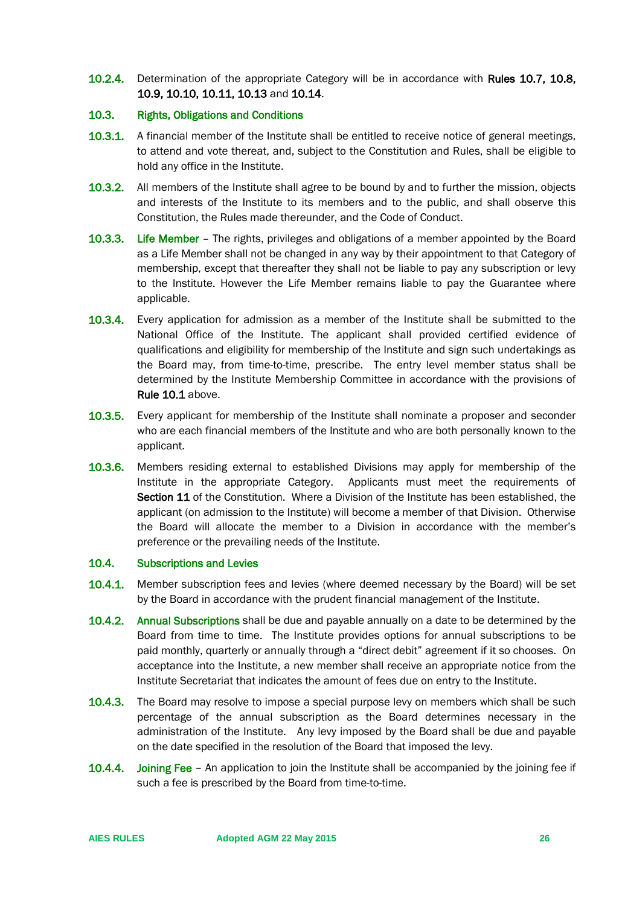**10.2.4.** Determination of the appropriate Category will be in accordance with **Rules 10.7, 10.8, 10.9, 10.10, 10.11, 10.13** and **10.14**.

### 10.3. Rights, Obligations and Conditions

**10.3.1.** A financial member of the Institute shall be entitled to receive notice of general meetings, to attend and vote thereat, and, subject to the Constitution and Rules, shall be eligible to hold any office in the Institute.

**10.3.2.** All members of the Institute shall agree to be bound by and to further the mission, objects and interests of the Institute to its members and to the public, and shall observe this Constitution, the Rules made thereunder, and the Code of Conduct.

**10.3.3.** Life Member – The rights, privileges and obligations of a member appointed by the Board as a Life Member shall not be changed in any way by their appointment to that Category of membership, except that thereafter they shall not be liable to pay any subscription or levy to the Institute. However the Life Member remains liable to pay the Guarantee where applicable.

**10.3.4.** Every application for admission as a member of the Institute shall be submitted to the National Office of the Institute. The applicant shall provided certified evidence of qualifications and eligibility for membership of the Institute and sign such undertakings as the Board may, from time-to-time, prescribe. The entry level member status shall be determined by the Institute Membership Committee in accordance with the provisions of **Rule 10.1** above.

**10.3.5.** Every applicant for membership of the Institute shall nominate a proposer and seconder who are each financial members of the Institute and who are both personally known to the applicant.

**10.3.6.** Members residing external to established Divisions may apply for membership of the Institute in the appropriate Category. Applicants must meet the requirements of **Section 11** of the Constitution. Where a Division of the Institute has been established, the applicant (on admission to the Institute) will become a member of that Division. Otherwise the Board will allocate the member to a Division in accordance with the member's preference or the prevailing needs of the Institute.

### 10.4. Subscriptions and Levies

**10.4.1.** Member subscription fees and levies (where deemed necessary by the Board) will be set by the Board in accordance with the prudent financial management of the Institute.

**10.4.2.** Annual Subscriptions shall be due and payable annually on a date to be determined by the Board from time to time. The Institute provides options for annual subscriptions to be paid monthly, quarterly or annually through a "direct debit" agreement if it so chooses. On acceptance into the Institute, a new member shall receive an appropriate notice from the Institute Secretariat that indicates the amount of fees due on entry to the Institute.

**10.4.3.** The Board may resolve to impose a special purpose levy on members which shall be such percentage of the annual subscription as the Board determines necessary in the administration of the Institute. Any levy imposed by the Board shall be due and payable on the date specified in the resolution of the Board that imposed the levy.

**10.4.4.** Joining Fee – An application to join the Institute shall be accompanied by the joining fee if such a fee is prescribed by the Board from time-to-time.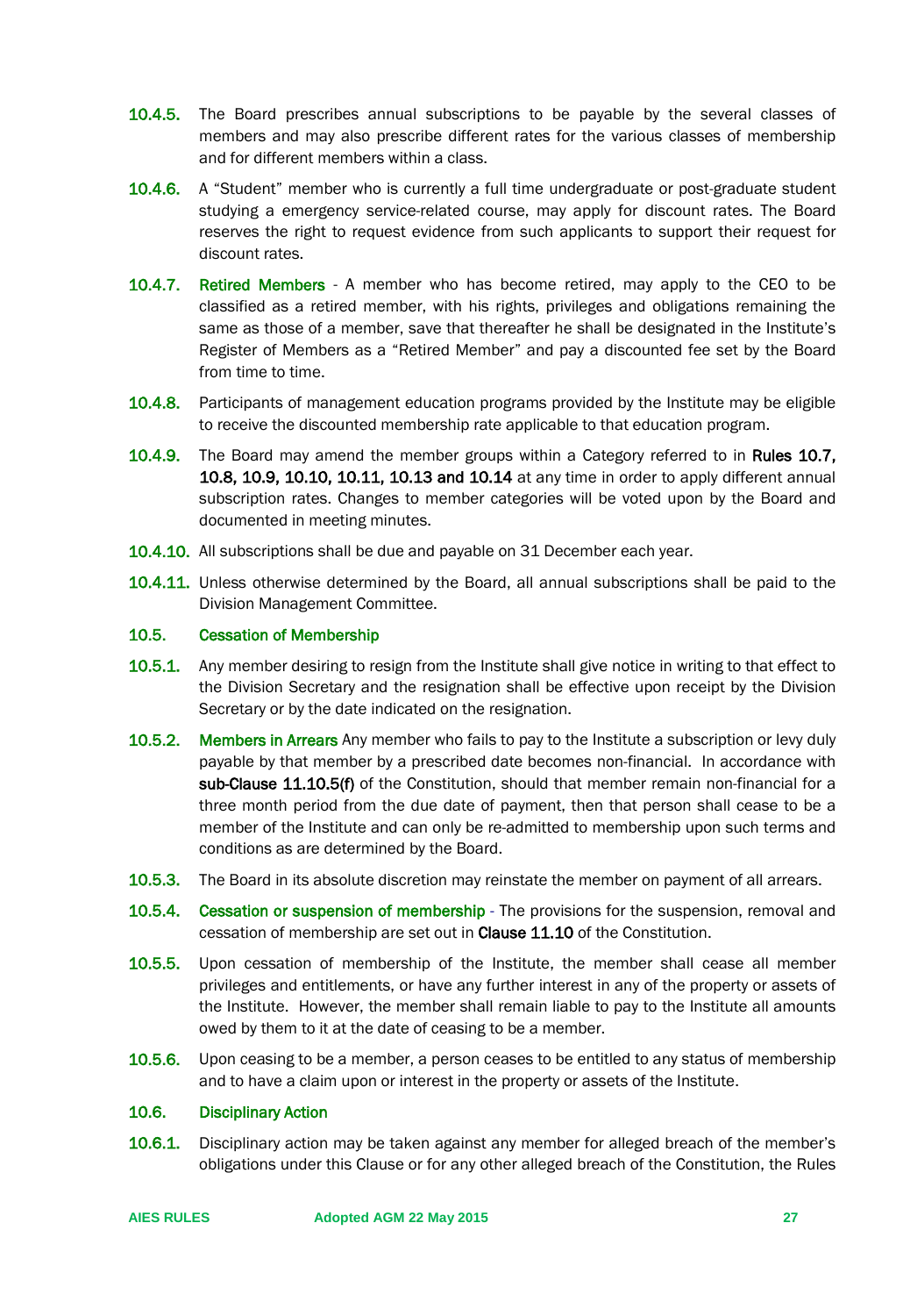10.4.5. The Board prescribes annual subscriptions to be payable by the several classes of members and may also prescribe different rates for the various classes of membership and for different members within a class.

10.4.6. A "Student" member who is currently a full time undergraduate or post-graduate student studying a emergency service-related course, may apply for discount rates. The Board reserves the right to request evidence from such applicants to support their request for discount rates.

10.4.7. Retired Members - A member who has become retired, may apply to the CEO to be classified as a retired member, with his rights, privileges and obligations remaining the same as those of a member, save that thereafter he shall be designated in the Institute's Register of Members as a "Retired Member" and pay a discounted fee set by the Board from time to time.

10.4.8. Participants of management education programs provided by the Institute may be eligible to receive the discounted membership rate applicable to that education program.

10.4.9. The Board may amend the member groups within a Category referred to in **Rules 10.7, 10.8, 10.9, 10.10, 10.11, 10.13 and 10.14** at any time in order to apply different annual subscription rates. Changes to member categories will be voted upon by the Board and documented in meeting minutes.

10.4.10. All subscriptions shall be due and payable on 31 December each year.

10.4.11. Unless otherwise determined by the Board, all annual subscriptions shall be paid to the Division Management Committee.

### 10.5. Cessation of Membership

10.5.1. Any member desiring to resign from the Institute shall give notice in writing to that effect to the Division Secretary and the resignation shall be effective upon receipt by the Division Secretary or by the date indicated on the resignation.

10.5.2. Members in Arrears Any member who fails to pay to the Institute a subscription or levy duly payable by that member by a prescribed date becomes non-financial. In accordance with **sub-Clause 11.10.5(f)** of the Constitution, should that member remain non-financial for a three month period from the due date of payment, then that person shall cease to be a member of the Institute and can only be re-admitted to membership upon such terms and conditions as are determined by the Board.

10.5.3. The Board in its absolute discretion may reinstate the member on payment of all arrears.

10.5.4. Cessation or suspension of membership - The provisions for the suspension, removal and cessation of membership are set out in **Clause 11.10** of the Constitution.

10.5.5. Upon cessation of membership of the Institute, the member shall cease all member privileges and entitlements, or have any further interest in any of the property or assets of the Institute. However, the member shall remain liable to pay to the Institute all amounts owed by them to it at the date of ceasing to be a member.

10.5.6. Upon ceasing to be a member, a person ceases to be entitled to any status of membership and to have a claim upon or interest in the property or assets of the Institute.

### 10.6. Disciplinary Action

10.6.1. Disciplinary action may be taken against any member for alleged breach of the member's obligations under this Clause or for any other alleged breach of the Constitution, the Rules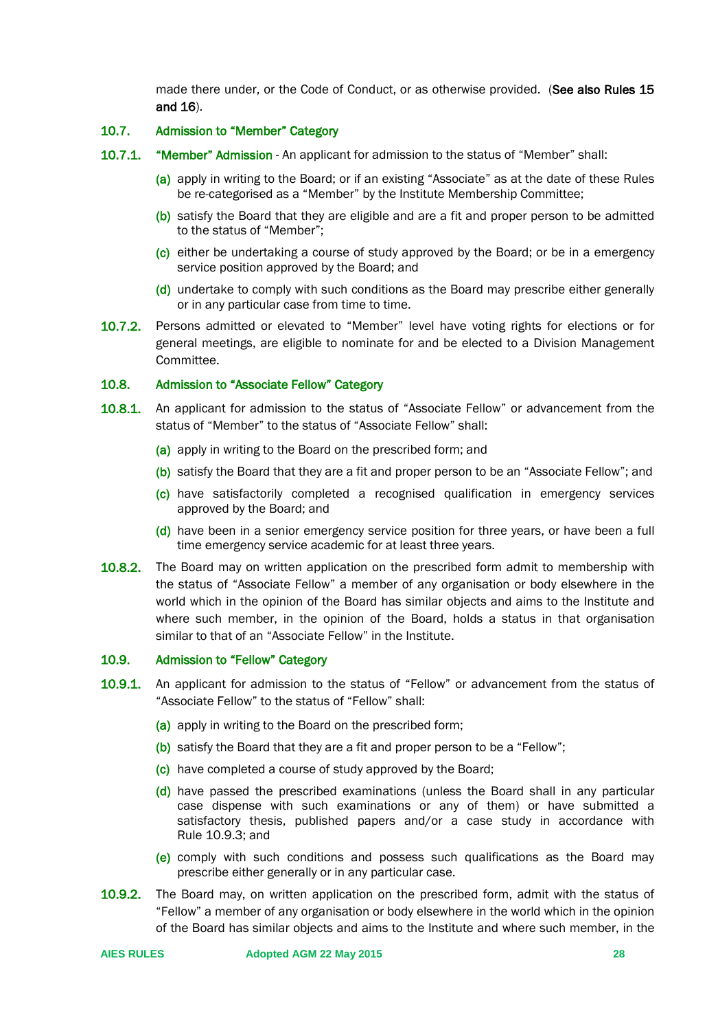made there under, or the Code of Conduct, or as otherwise provided. (**See also Rules 15 and 16**).

### 10.7. Admission to "Member" Category

**10.7.1.** **"Member" Admission** - An applicant for admission to the status of "Member" shall:

(a) apply in writing to the Board; or if an existing "Associate" as at the date of these Rules be re-categorised as a "Member" by the Institute Membership Committee;

(b) satisfy the Board that they are eligible and are a fit and proper person to be admitted to the status of "Member";

(c) either be undertaking a course of study approved by the Board; or be in a emergency service position approved by the Board; and

(d) undertake to comply with such conditions as the Board may prescribe either generally or in any particular case from time to time.

**10.7.2.** Persons admitted or elevated to "Member" level have voting rights for elections or for general meetings, are eligible to nominate for and be elected to a Division Management Committee.

### 10.8. Admission to "Associate Fellow" Category

**10.8.1.** An applicant for admission to the status of "Associate Fellow" or advancement from the status of "Member" to the status of "Associate Fellow" shall:

(a) apply in writing to the Board on the prescribed form; and

(b) satisfy the Board that they are a fit and proper person to be an "Associate Fellow"; and

(c) have satisfactorily completed a recognised qualification in emergency services approved by the Board; and

(d) have been in a senior emergency service position for three years, or have been a full time emergency service academic for at least three years.

**10.8.2.** The Board may on written application on the prescribed form admit to membership with the status of "Associate Fellow" a member of any organisation or body elsewhere in the world which in the opinion of the Board has similar objects and aims to the Institute and where such member, in the opinion of the Board, holds a status in that organisation similar to that of an "Associate Fellow" in the Institute.

### 10.9. Admission to "Fellow" Category

**10.9.1.** An applicant for admission to the status of "Fellow" or advancement from the status of "Associate Fellow" to the status of "Fellow" shall:

(a) apply in writing to the Board on the prescribed form;

(b) satisfy the Board that they are a fit and proper person to be a "Fellow";

(c) have completed a course of study approved by the Board;

(d) have passed the prescribed examinations (unless the Board shall in any particular case dispense with such examinations or any of them) or have submitted a satisfactory thesis, published papers and/or a case study in accordance with Rule 10.9.3; and

(e) comply with such conditions and possess such qualifications as the Board may prescribe either generally or in any particular case.

**10.9.2.** The Board may, on written application on the prescribed form, admit with the status of "Fellow" a member of any organisation or body elsewhere in the world which in the opinion of the Board has similar objects and aims to the Institute and where such member, in the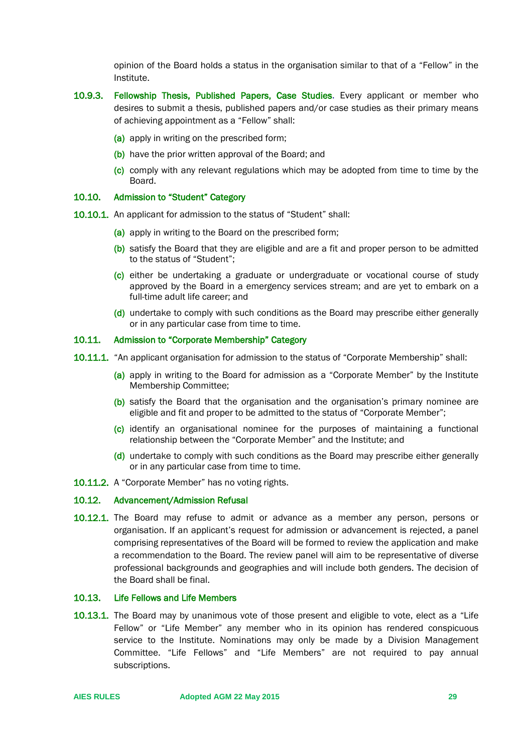opinion of the Board holds a status in the organisation similar to that of a "Fellow" in the Institute.

**10.9.3. Fellowship Thesis, Published Papers, Case Studies**. Every applicant or member who desires to submit a thesis, published papers and/or case studies as their primary means of achieving appointment as a "Fellow" shall:

(a) apply in writing on the prescribed form;

(b) have the prior written approval of the Board; and

(c) comply with any relevant regulations which may be adopted from time to time by the Board.

### 10.10. Admission to "Student" Category

**10.10.1.** An applicant for admission to the status of "Student" shall:

(a) apply in writing to the Board on the prescribed form;

(b) satisfy the Board that they are eligible and are a fit and proper person to be admitted to the status of "Student";

(c) either be undertaking a graduate or undergraduate or vocational course of study approved by the Board in a emergency services stream; and are yet to embark on a full-time adult life career; and

(d) undertake to comply with such conditions as the Board may prescribe either generally or in any particular case from time to time.

### 10.11. Admission to "Corporate Membership" Category

**10.11.1.** "An applicant organisation for admission to the status of "Corporate Membership" shall:

(a) apply in writing to the Board for admission as a "Corporate Member" by the Institute Membership Committee;

(b) satisfy the Board that the organisation and the organisation's primary nominee are eligible and fit and proper to be admitted to the status of "Corporate Member";

(c) identify an organisational nominee for the purposes of maintaining a functional relationship between the "Corporate Member" and the Institute; and

(d) undertake to comply with such conditions as the Board may prescribe either generally or in any particular case from time to time.

**10.11.2.** A "Corporate Member" has no voting rights.

### 10.12. Advancement/Admission Refusal

**10.12.1.** The Board may refuse to admit or advance as a member any person, persons or organisation. If an applicant's request for admission or advancement is rejected, a panel comprising representatives of the Board will be formed to review the application and make a recommendation to the Board. The review panel will aim to be representative of diverse professional backgrounds and geographies and will include both genders. The decision of the Board shall be final.

### 10.13. Life Fellows and Life Members

**10.13.1.** The Board may by unanimous vote of those present and eligible to vote, elect as a "Life Fellow" or "Life Member" any member who in its opinion has rendered conspicuous service to the Institute. Nominations may only be made by a Division Management Committee. "Life Fellows" and "Life Members" are not required to pay annual subscriptions.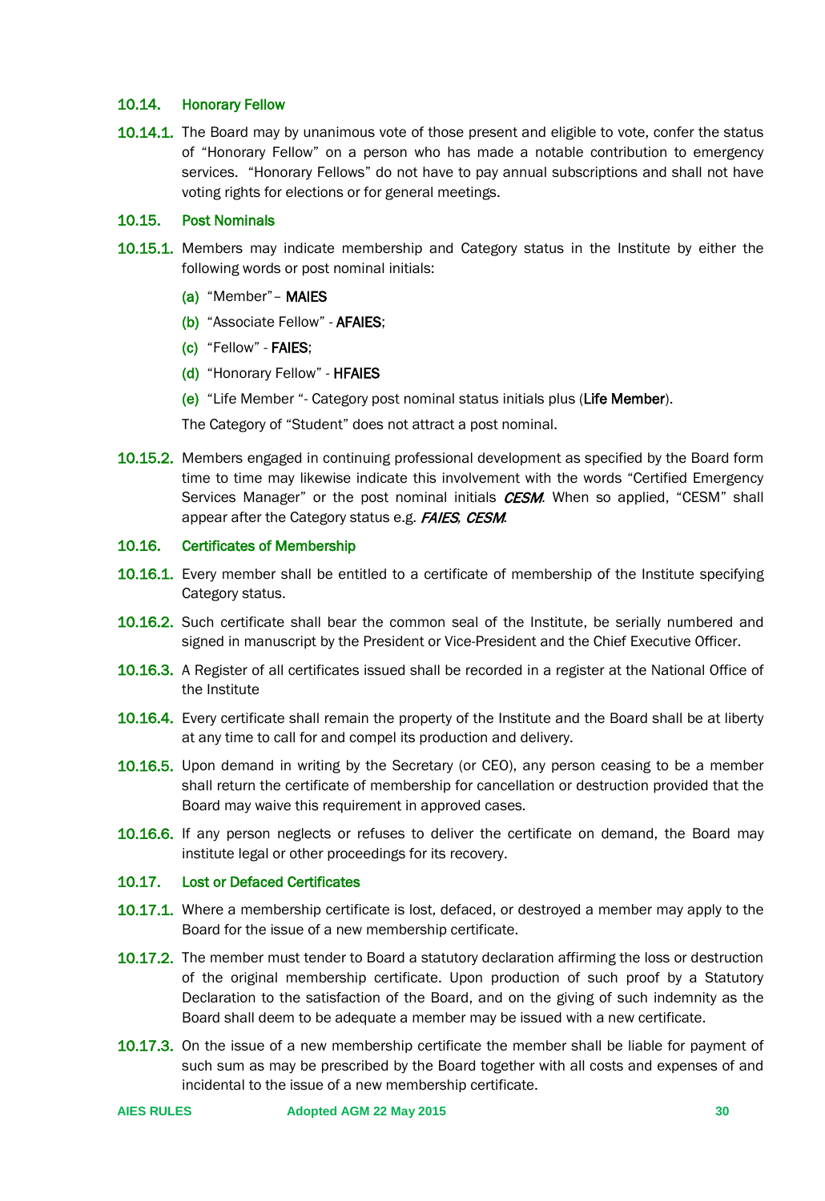### 10.14. Honorary Fellow

**10.14.1.** The Board may by unanimous vote of those present and eligible to vote, confer the status of "Honorary Fellow" on a person who has made a notable contribution to emergency services. "Honorary Fellows" do not have to pay annual subscriptions and shall not have voting rights for elections or for general meetings.

### 10.15. Post Nominals

**10.15.1.** Members may indicate membership and Category status in the Institute by either the following words or post nominal initials:

(a) "Member"– **MAIES**

(b) "Associate Fellow" - **AFAIES**;

(c) "Fellow" - **FAIES**;

(d) "Honorary Fellow" - **HFAIES**

(e) "Life Member "- Category post nominal status initials plus (**Life Member**).

The Category of "Student" does not attract a post nominal.

**10.15.2.** Members engaged in continuing professional development as specified by the Board form time to time may likewise indicate this involvement with the words "Certified Emergency Services Manager" or the post nominal initials ***CESM***. When so applied, "CESM" shall appear after the Category status e.g. ***FAIES, CESM***.

### 10.16. Certificates of Membership

**10.16.1.** Every member shall be entitled to a certificate of membership of the Institute specifying Category status.

**10.16.2.** Such certificate shall bear the common seal of the Institute, be serially numbered and signed in manuscript by the President or Vice-President and the Chief Executive Officer.

**10.16.3.** A Register of all certificates issued shall be recorded in a register at the National Office of the Institute

**10.16.4.** Every certificate shall remain the property of the Institute and the Board shall be at liberty at any time to call for and compel its production and delivery.

**10.16.5.** Upon demand in writing by the Secretary (or CEO), any person ceasing to be a member shall return the certificate of membership for cancellation or destruction provided that the Board may waive this requirement in approved cases.

**10.16.6.** If any person neglects or refuses to deliver the certificate on demand, the Board may institute legal or other proceedings for its recovery.

### 10.17. Lost or Defaced Certificates

**10.17.1.** Where a membership certificate is lost, defaced, or destroyed a member may apply to the Board for the issue of a new membership certificate.

**10.17.2.** The member must tender to Board a statutory declaration affirming the loss or destruction of the original membership certificate. Upon production of such proof by a Statutory Declaration to the satisfaction of the Board, and on the giving of such indemnity as the Board shall deem to be adequate a member may be issued with a new certificate.

**10.17.3.** On the issue of a new membership certificate the member shall be liable for payment of such sum as may be prescribed by the Board together with all costs and expenses of and incidental to the issue of a new membership certificate.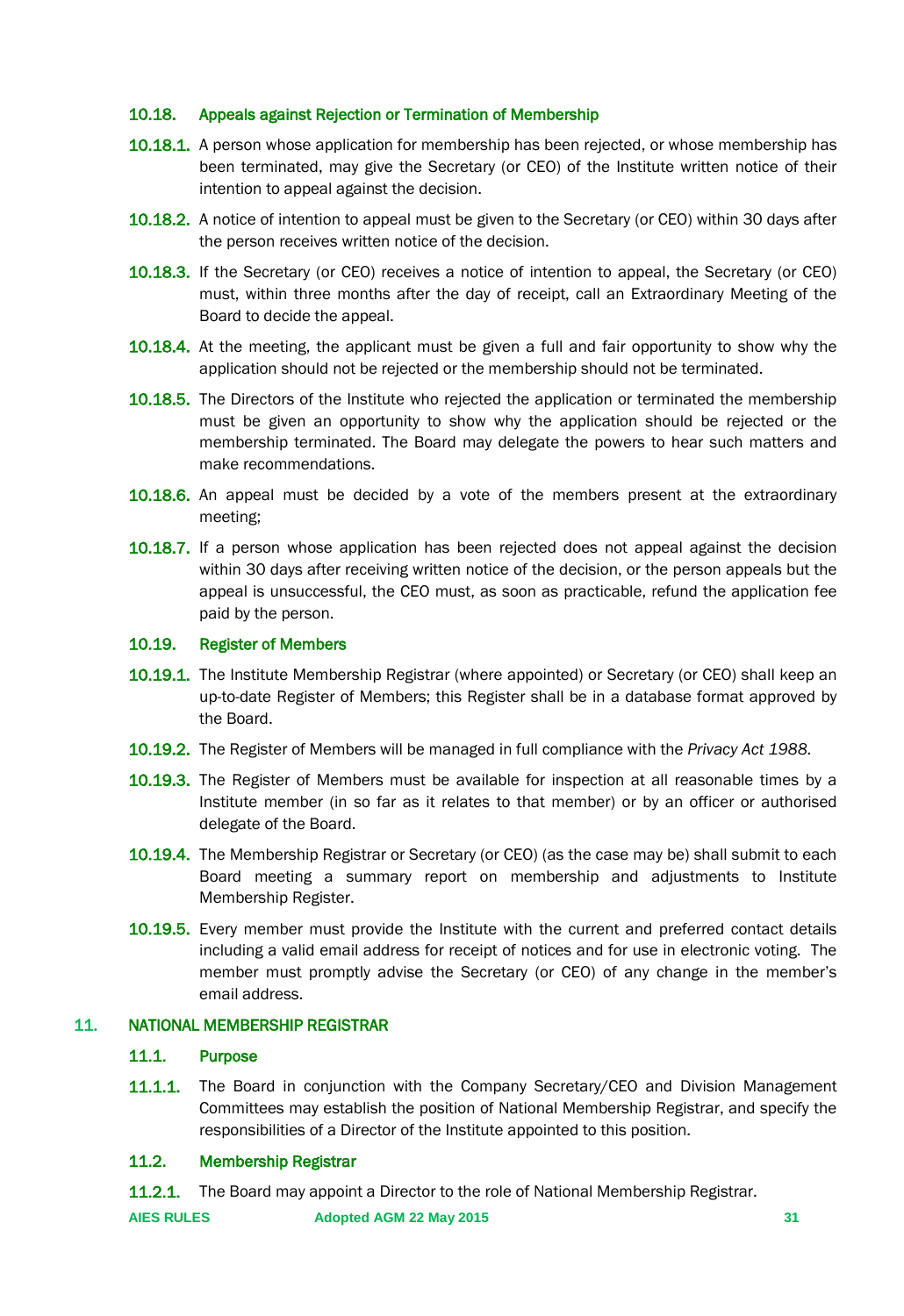### 10.18. Appeals against Rejection or Termination of Membership

**10.18.1.** A person whose application for membership has been rejected, or whose membership has been terminated, may give the Secretary (or CEO) of the Institute written notice of their intention to appeal against the decision.

**10.18.2.** A notice of intention to appeal must be given to the Secretary (or CEO) within 30 days after the person receives written notice of the decision.

**10.18.3.** If the Secretary (or CEO) receives a notice of intention to appeal, the Secretary (or CEO) must, within three months after the day of receipt, call an Extraordinary Meeting of the Board to decide the appeal.

**10.18.4.** At the meeting, the applicant must be given a full and fair opportunity to show why the application should not be rejected or the membership should not be terminated.

**10.18.5.** The Directors of the Institute who rejected the application or terminated the membership must be given an opportunity to show why the application should be rejected or the membership terminated. The Board may delegate the powers to hear such matters and make recommendations.

**10.18.6.** An appeal must be decided by a vote of the members present at the extraordinary meeting;

**10.18.7.** If a person whose application has been rejected does not appeal against the decision within 30 days after receiving written notice of the decision, or the person appeals but the appeal is unsuccessful, the CEO must, as soon as practicable, refund the application fee paid by the person.

### 10.19. Register of Members

**10.19.1.** The Institute Membership Registrar (where appointed) or Secretary (or CEO) shall keep an up-to-date Register of Members; this Register shall be in a database format approved by the Board.

**10.19.2.** The Register of Members will be managed in full compliance with the *Privacy Act 1988.*

**10.19.3.** The Register of Members must be available for inspection at all reasonable times by a Institute member (in so far as it relates to that member) or by an officer or authorised delegate of the Board.

**10.19.4.** The Membership Registrar or Secretary (or CEO) (as the case may be) shall submit to each Board meeting a summary report on membership and adjustments to Institute Membership Register.

**10.19.5.** Every member must provide the Institute with the current and preferred contact details including a valid email address for receipt of notices and for use in electronic voting. The member must promptly advise the Secretary (or CEO) of any change in the member's email address.

## 11. NATIONAL MEMBERSHIP REGISTRAR

### 11.1. Purpose

**11.1.1.** The Board in conjunction with the Company Secretary/CEO and Division Management Committees may establish the position of National Membership Registrar, and specify the responsibilities of a Director of the Institute appointed to this position.

### 11.2. Membership Registrar

**11.2.1.** The Board may appoint a Director to the role of National Membership Registrar.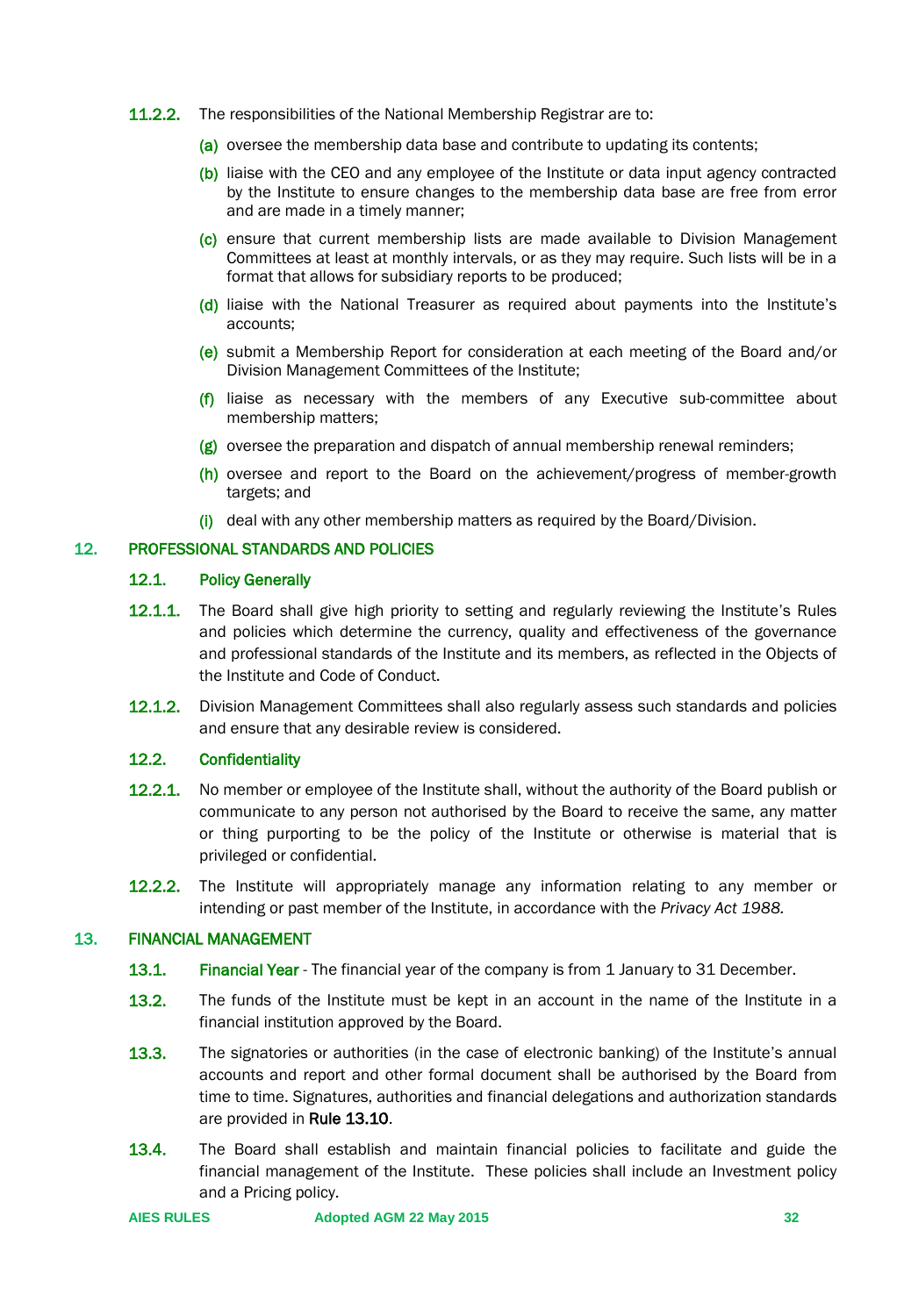**11.2.2.** The responsibilities of the National Membership Registrar are to:

(a) oversee the membership data base and contribute to updating its contents;

(b) liaise with the CEO and any employee of the Institute or data input agency contracted by the Institute to ensure changes to the membership data base are free from error and are made in a timely manner;

(c) ensure that current membership lists are made available to Division Management Committees at least at monthly intervals, or as they may require. Such lists will be in a format that allows for subsidiary reports to be produced;

(d) liaise with the National Treasurer as required about payments into the Institute's accounts;

(e) submit a Membership Report for consideration at each meeting of the Board and/or Division Management Committees of the Institute;

(f) liaise as necessary with the members of any Executive sub-committee about membership matters;

(g) oversee the preparation and dispatch of annual membership renewal reminders;

(h) oversee and report to the Board on the achievement/progress of member-growth targets; and

(i) deal with any other membership matters as required by the Board/Division.

## 12. PROFESSIONAL STANDARDS AND POLICIES

### 12.1. Policy Generally

**12.1.1.** The Board shall give high priority to setting and regularly reviewing the Institute's Rules and policies which determine the currency, quality and effectiveness of the governance and professional standards of the Institute and its members, as reflected in the Objects of the Institute and Code of Conduct.

**12.1.2.** Division Management Committees shall also regularly assess such standards and policies and ensure that any desirable review is considered.

### 12.2. Confidentiality

**12.2.1.** No member or employee of the Institute shall, without the authority of the Board publish or communicate to any person not authorised by the Board to receive the same, any matter or thing purporting to be the policy of the Institute or otherwise is material that is privileged or confidential.

**12.2.2.** The Institute will appropriately manage any information relating to any member or intending or past member of the Institute, in accordance with the *Privacy Act 1988.*

## 13. FINANCIAL MANAGEMENT

**13.1.** **Financial Year** - The financial year of the company is from 1 January to 31 December.

**13.2.** The funds of the Institute must be kept in an account in the name of the Institute in a financial institution approved by the Board.

**13.3.** The signatories or authorities (in the case of electronic banking) of the Institute's annual accounts and report and other formal document shall be authorised by the Board from time to time. Signatures, authorities and financial delegations and authorization standards are provided in **Rule 13.10**.

**13.4.** The Board shall establish and maintain financial policies to facilitate and guide the financial management of the Institute. These policies shall include an Investment policy and a Pricing policy.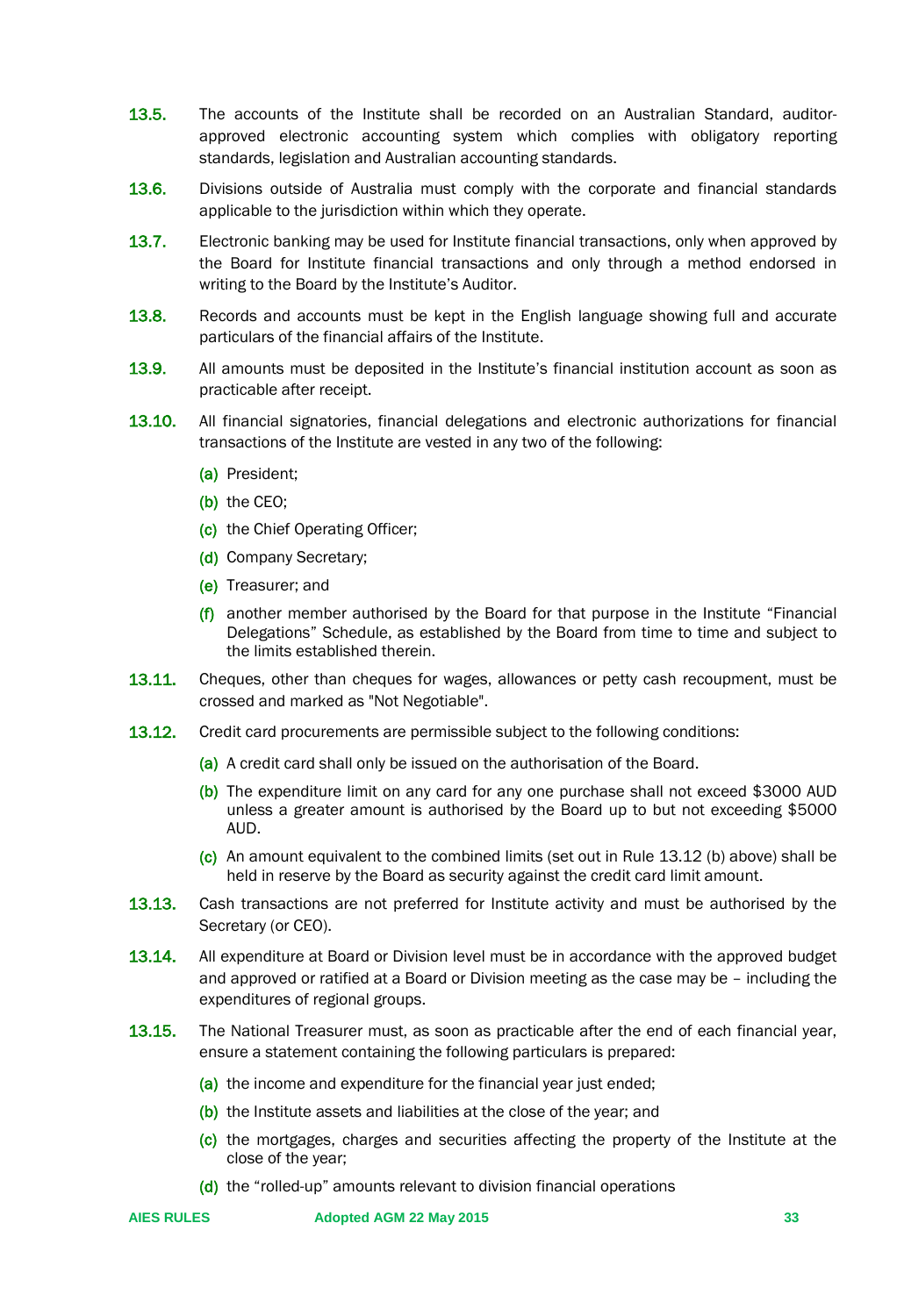13.5. The accounts of the Institute shall be recorded on an Australian Standard, auditor-approved electronic accounting system which complies with obligatory reporting standards, legislation and Australian accounting standards.

13.6. Divisions outside of Australia must comply with the corporate and financial standards applicable to the jurisdiction within which they operate.

13.7. Electronic banking may be used for Institute financial transactions, only when approved by the Board for Institute financial transactions and only through a method endorsed in writing to the Board by the Institute's Auditor.

13.8. Records and accounts must be kept in the English language showing full and accurate particulars of the financial affairs of the Institute.

13.9. All amounts must be deposited in the Institute's financial institution account as soon as practicable after receipt.

13.10. All financial signatories, financial delegations and electronic authorizations for financial transactions of the Institute are vested in any two of the following:

(a) President;

(b) the CEO;

(c) the Chief Operating Officer;

(d) Company Secretary;

(e) Treasurer; and

(f) another member authorised by the Board for that purpose in the Institute "Financial Delegations" Schedule, as established by the Board from time to time and subject to the limits established therein.

13.11. Cheques, other than cheques for wages, allowances or petty cash recoupment, must be crossed and marked as "Not Negotiable".

13.12. Credit card procurements are permissible subject to the following conditions:

(a) A credit card shall only be issued on the authorisation of the Board.

(b) The expenditure limit on any card for any one purchase shall not exceed $3000 AUD unless a greater amount is authorised by the Board up to but not exceeding $5000 AUD.

(c) An amount equivalent to the combined limits (set out in Rule 13.12 (b) above) shall be held in reserve by the Board as security against the credit card limit amount.

13.13. Cash transactions are not preferred for Institute activity and must be authorised by the Secretary (or CEO).

13.14. All expenditure at Board or Division level must be in accordance with the approved budget and approved or ratified at a Board or Division meeting as the case may be – including the expenditures of regional groups.

13.15. The National Treasurer must, as soon as practicable after the end of each financial year, ensure a statement containing the following particulars is prepared:

(a) the income and expenditure for the financial year just ended;

(b) the Institute assets and liabilities at the close of the year; and

(c) the mortgages, charges and securities affecting the property of the Institute at the close of the year;

(d) the "rolled-up" amounts relevant to division financial operations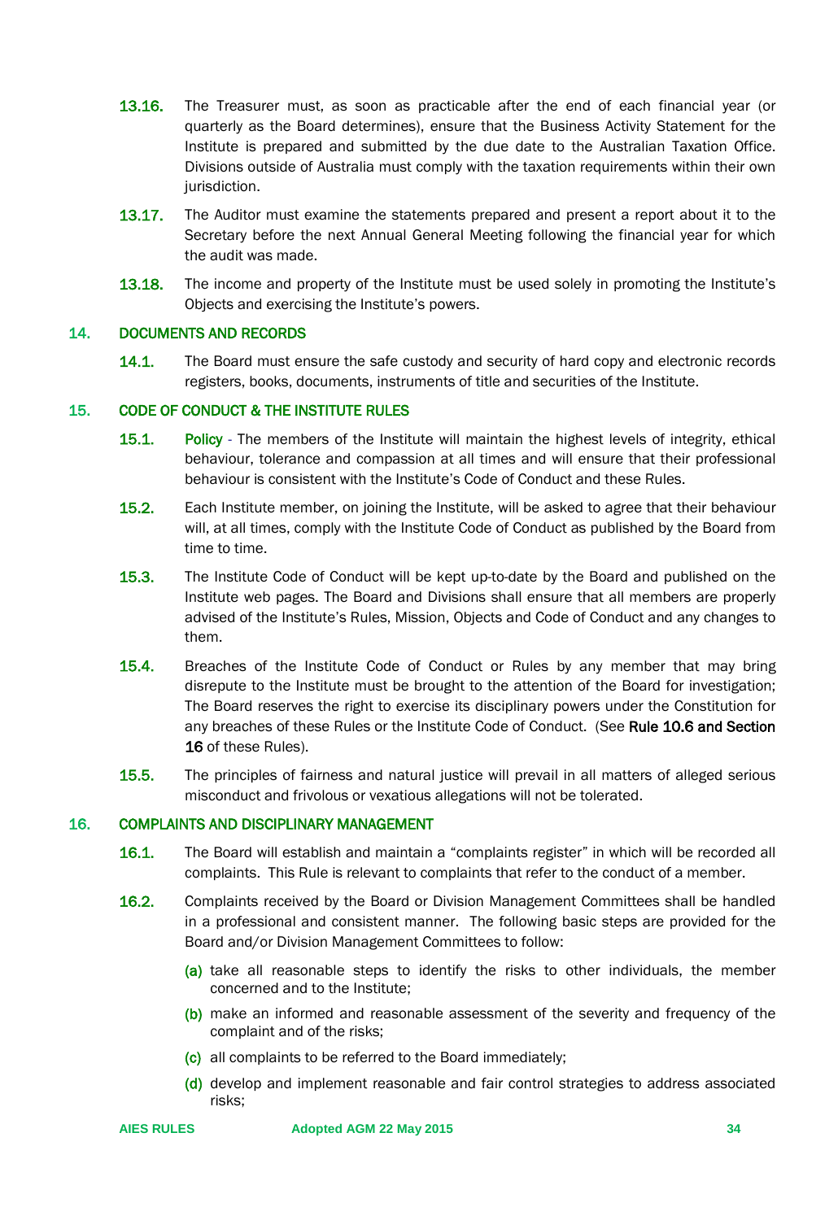**13.16.** The Treasurer must, as soon as practicable after the end of each financial year (or quarterly as the Board determines), ensure that the Business Activity Statement for the Institute is prepared and submitted by the due date to the Australian Taxation Office. Divisions outside of Australia must comply with the taxation requirements within their own jurisdiction.

**13.17.** The Auditor must examine the statements prepared and present a report about it to the Secretary before the next Annual General Meeting following the financial year for which the audit was made.

**13.18.** The income and property of the Institute must be used solely in promoting the Institute's Objects and exercising the Institute's powers.

## 14. DOCUMENTS AND RECORDS

**14.1.** The Board must ensure the safe custody and security of hard copy and electronic records registers, books, documents, instruments of title and securities of the Institute.

## 15. CODE OF CONDUCT & THE INSTITUTE RULES

**15.1.** Policy - The members of the Institute will maintain the highest levels of integrity, ethical behaviour, tolerance and compassion at all times and will ensure that their professional behaviour is consistent with the Institute's Code of Conduct and these Rules.

**15.2.** Each Institute member, on joining the Institute, will be asked to agree that their behaviour will, at all times, comply with the Institute Code of Conduct as published by the Board from time to time.

**15.3.** The Institute Code of Conduct will be kept up-to-date by the Board and published on the Institute web pages. The Board and Divisions shall ensure that all members are properly advised of the Institute's Rules, Mission, Objects and Code of Conduct and any changes to them.

**15.4.** Breaches of the Institute Code of Conduct or Rules by any member that may bring disrepute to the Institute must be brought to the attention of the Board for investigation; The Board reserves the right to exercise its disciplinary powers under the Constitution for any breaches of these Rules or the Institute Code of Conduct. (See **Rule 10.6 and Section 16** of these Rules).

**15.5.** The principles of fairness and natural justice will prevail in all matters of alleged serious misconduct and frivolous or vexatious allegations will not be tolerated.

## 16. COMPLAINTS AND DISCIPLINARY MANAGEMENT

**16.1.** The Board will establish and maintain a "complaints register" in which will be recorded all complaints. This Rule is relevant to complaints that refer to the conduct of a member.

**16.2.** Complaints received by the Board or Division Management Committees shall be handled in a professional and consistent manner. The following basic steps are provided for the Board and/or Division Management Committees to follow:

(a) take all reasonable steps to identify the risks to other individuals, the member concerned and to the Institute;

(b) make an informed and reasonable assessment of the severity and frequency of the complaint and of the risks;

(c) all complaints to be referred to the Board immediately;

(d) develop and implement reasonable and fair control strategies to address associated risks;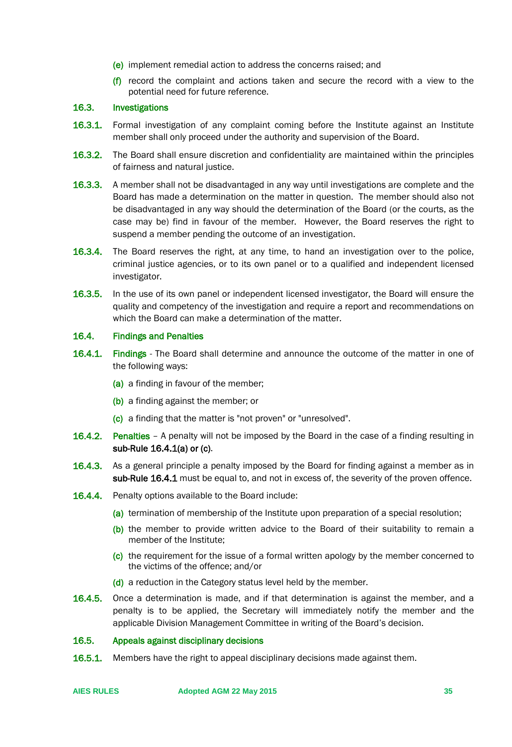(e) implement remedial action to address the concerns raised; and

(f) record the complaint and actions taken and secure the record with a view to the potential need for future reference.

### 16.3. Investigations

**16.3.1.** Formal investigation of any complaint coming before the Institute against an Institute member shall only proceed under the authority and supervision of the Board.

**16.3.2.** The Board shall ensure discretion and confidentiality are maintained within the principles of fairness and natural justice.

**16.3.3.** A member shall not be disadvantaged in any way until investigations are complete and the Board has made a determination on the matter in question. The member should also not be disadvantaged in any way should the determination of the Board (or the courts, as the case may be) find in favour of the member. However, the Board reserves the right to suspend a member pending the outcome of an investigation.

**16.3.4.** The Board reserves the right, at any time, to hand an investigation over to the police, criminal justice agencies, or to its own panel or to a qualified and independent licensed investigator.

**16.3.5.** In the use of its own panel or independent licensed investigator, the Board will ensure the quality and competency of the investigation and require a report and recommendations on which the Board can make a determination of the matter.

### 16.4. Findings and Penalties

**16.4.1.** Findings - The Board shall determine and announce the outcome of the matter in one of the following ways:

(a) a finding in favour of the member;

(b) a finding against the member; or

(c) a finding that the matter is "not proven" or "unresolved".

**16.4.2.** Penalties – A penalty will not be imposed by the Board in the case of a finding resulting in **sub-Rule 16.4.1(a) or (c)**.

**16.4.3.** As a general principle a penalty imposed by the Board for finding against a member as in **sub-Rule 16.4.1** must be equal to, and not in excess of, the severity of the proven offence.

**16.4.4.** Penalty options available to the Board include:

(a) termination of membership of the Institute upon preparation of a special resolution;

(b) the member to provide written advice to the Board of their suitability to remain a member of the Institute;

(c) the requirement for the issue of a formal written apology by the member concerned to the victims of the offence; and/or

(d) a reduction in the Category status level held by the member.

**16.4.5.** Once a determination is made, and if that determination is against the member, and a penalty is to be applied, the Secretary will immediately notify the member and the applicable Division Management Committee in writing of the Board's decision.

### 16.5. Appeals against disciplinary decisions

**16.5.1.** Members have the right to appeal disciplinary decisions made against them.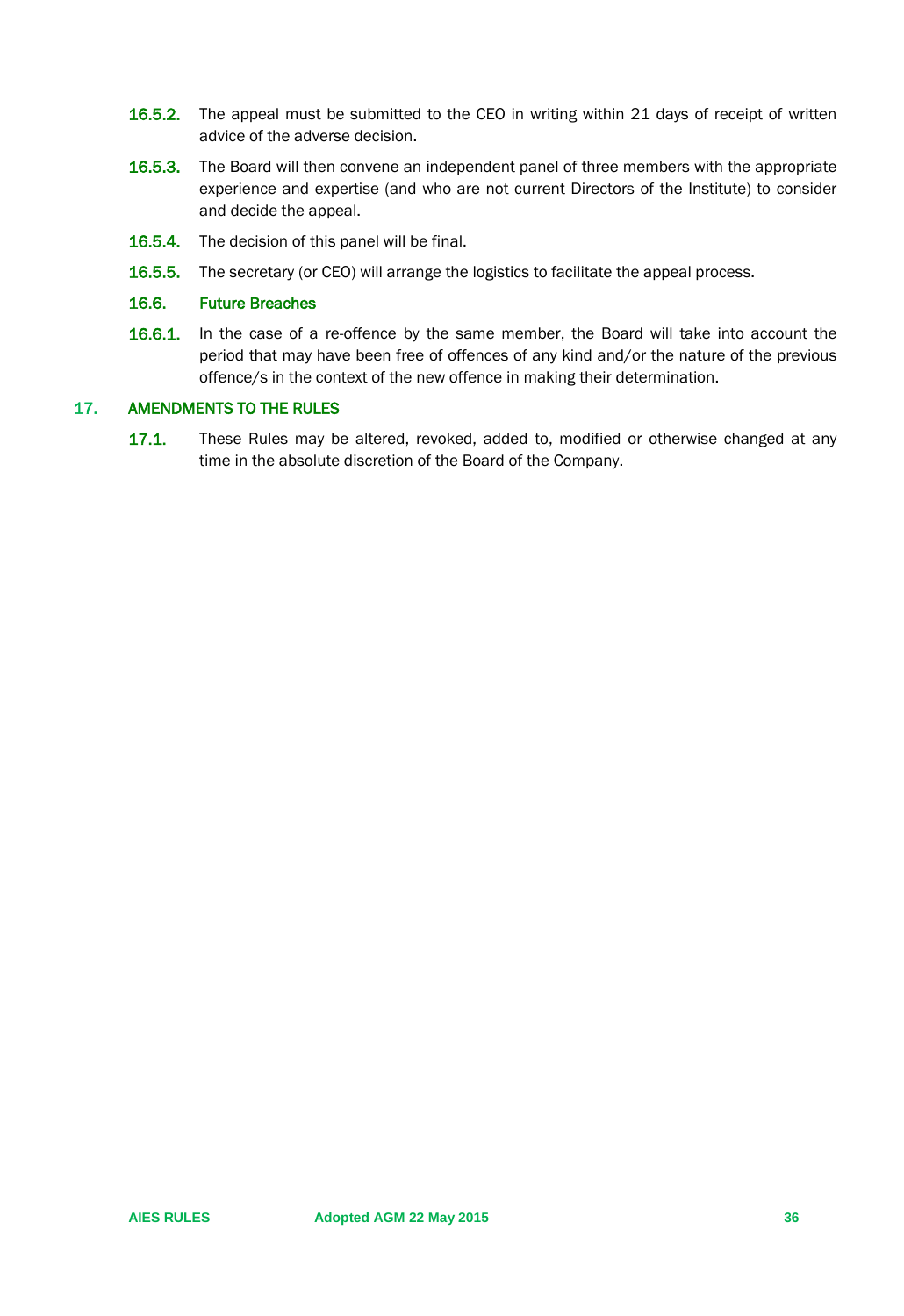16.5.2. The appeal must be submitted to the CEO in writing within 21 days of receipt of written advice of the adverse decision.

16.5.3. The Board will then convene an independent panel of three members with the appropriate experience and expertise (and who are not current Directors of the Institute) to consider and decide the appeal.

16.5.4. The decision of this panel will be final.

16.5.5. The secretary (or CEO) will arrange the logistics to facilitate the appeal process.

### 16.6. Future Breaches

16.6.1. In the case of a re-offence by the same member, the Board will take into account the period that may have been free of offences of any kind and/or the nature of the previous offence/s in the context of the new offence in making their determination.

## 17. AMENDMENTS TO THE RULES

17.1. These Rules may be altered, revoked, added to, modified or otherwise changed at any time in the absolute discretion of the Board of the Company.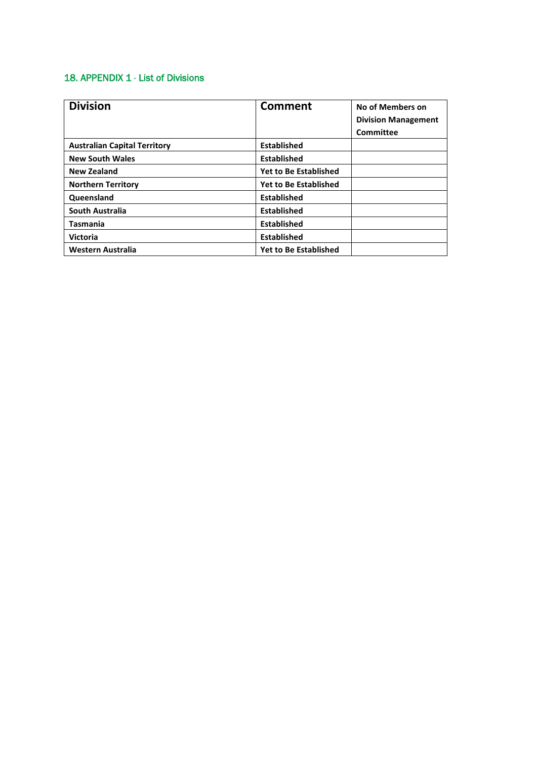## 18. APPENDIX 1 - List of Divisions

| **Division** | **Comment** | **No of Members on Division Management Committee** |
|---|---|---|
| **Australian Capital Territory** | **Established** | |
| **New South Wales** | **Established** | |
| **New Zealand** | **Yet to Be Established** | |
| **Northern Territory** | **Yet to Be Established** | |
| **Queensland** | **Established** | |
| **South Australia** | **Established** | |
| **Tasmania** | **Established** | |
| **Victoria** | **Established** | |
| **Western Australia** | **Yet to Be Established** | |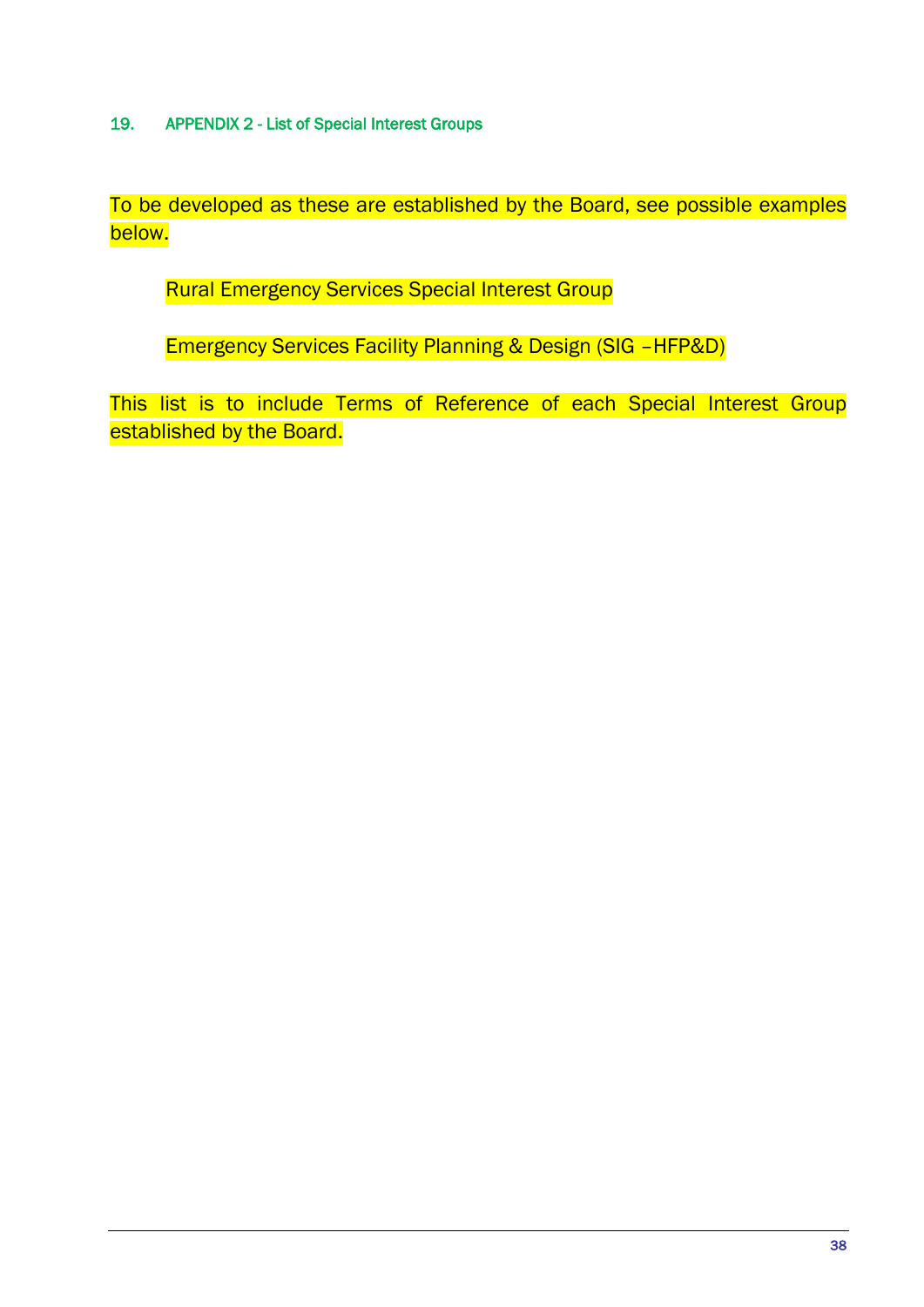## 19. APPENDIX 2 - List of Special Interest Groups

To be developed as these are established by the Board, see possible examples below.

Rural Emergency Services Special Interest Group

Emergency Services Facility Planning & Design (SIG –HFP&D)

This list is to include Terms of Reference of each Special Interest Group established by the Board.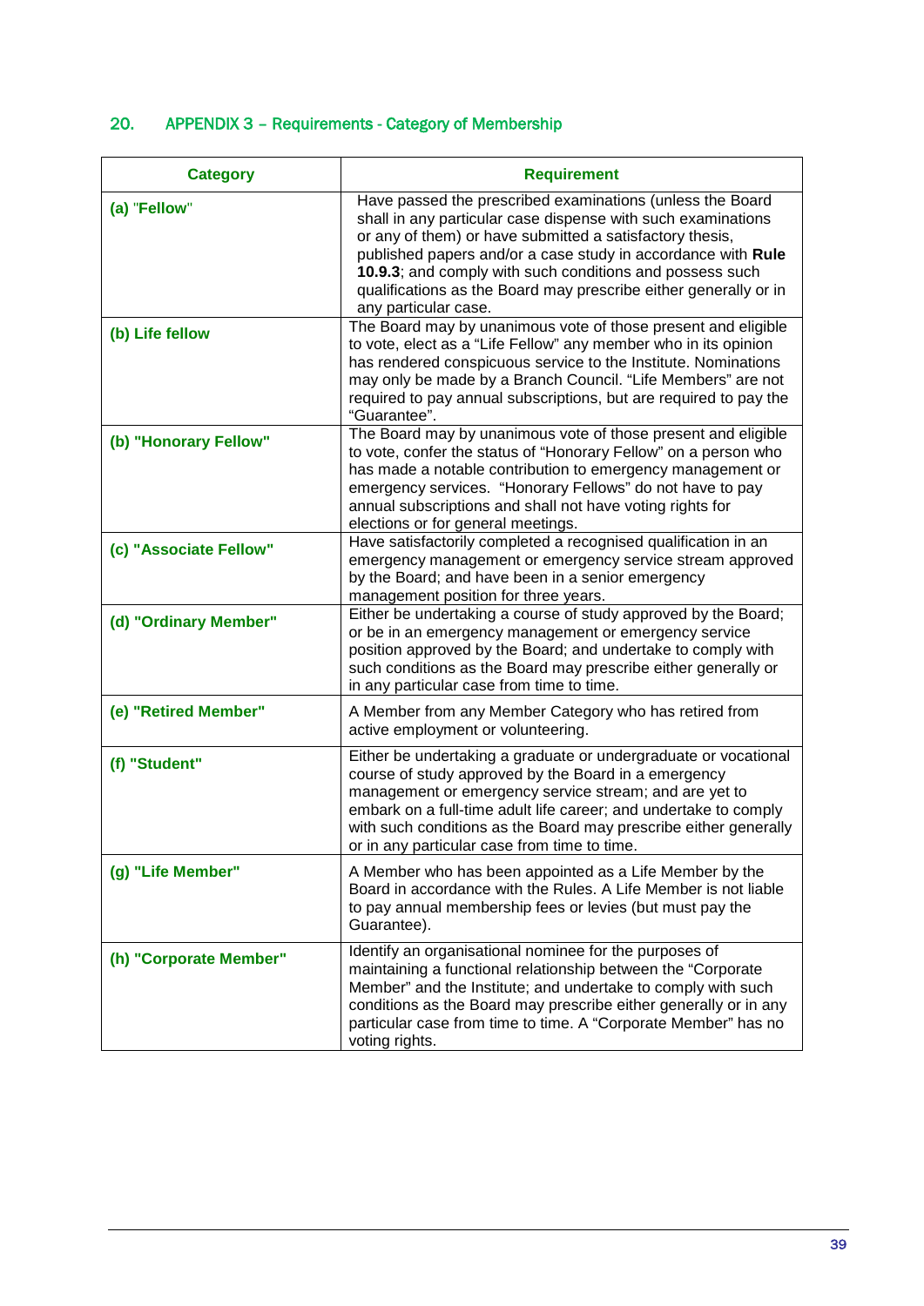## 20. APPENDIX 3 – Requirements - Category of Membership

| Category | Requirement |
|---|---|
| **(a) "Fellow"** | Have passed the prescribed examinations (unless the Board shall in any particular case dispense with such examinations or any of them) or have submitted a satisfactory thesis, published papers and/or a case study in accordance with **Rule 10.9.3**; and comply with such conditions and possess such qualifications as the Board may prescribe either generally or in any particular case. |
| **(b) Life fellow** | The Board may by unanimous vote of those present and eligible to vote, elect as a "Life Fellow" any member who in its opinion has rendered conspicuous service to the Institute. Nominations may only be made by a Branch Council. "Life Members" are not required to pay annual subscriptions, but are required to pay the "Guarantee". |
| **(b) "Honorary Fellow"** | The Board may by unanimous vote of those present and eligible to vote, confer the status of "Honorary Fellow" on a person who has made a notable contribution to emergency management or emergency services. "Honorary Fellows" do not have to pay annual subscriptions and shall not have voting rights for elections or for general meetings. |
| **(c) "Associate Fellow"** | Have satisfactorily completed a recognised qualification in an emergency management or emergency service stream approved by the Board; and have been in a senior emergency management position for three years. |
| **(d) "Ordinary Member"** | Either be undertaking a course of study approved by the Board; or be in an emergency management or emergency service position approved by the Board; and undertake to comply with such conditions as the Board may prescribe either generally or in any particular case from time to time. |
| **(e) "Retired Member"** | A Member from any Member Category who has retired from active employment or volunteering. |
| **(f) "Student"** | Either be undertaking a graduate or undergraduate or vocational course of study approved by the Board in a emergency management or emergency service stream; and are yet to embark on a full-time adult life career; and undertake to comply with such conditions as the Board may prescribe either generally or in any particular case from time to time. |
| **(g) "Life Member"** | A Member who has been appointed as a Life Member by the Board in accordance with the Rules. A Life Member is not liable to pay annual membership fees or levies (but must pay the Guarantee). |
| **(h) "Corporate Member"** | Identify an organisational nominee for the purposes of maintaining a functional relationship between the "Corporate Member" and the Institute; and undertake to comply with such conditions as the Board may prescribe either generally or in any particular case from time to time. A "Corporate Member" has no voting rights. |